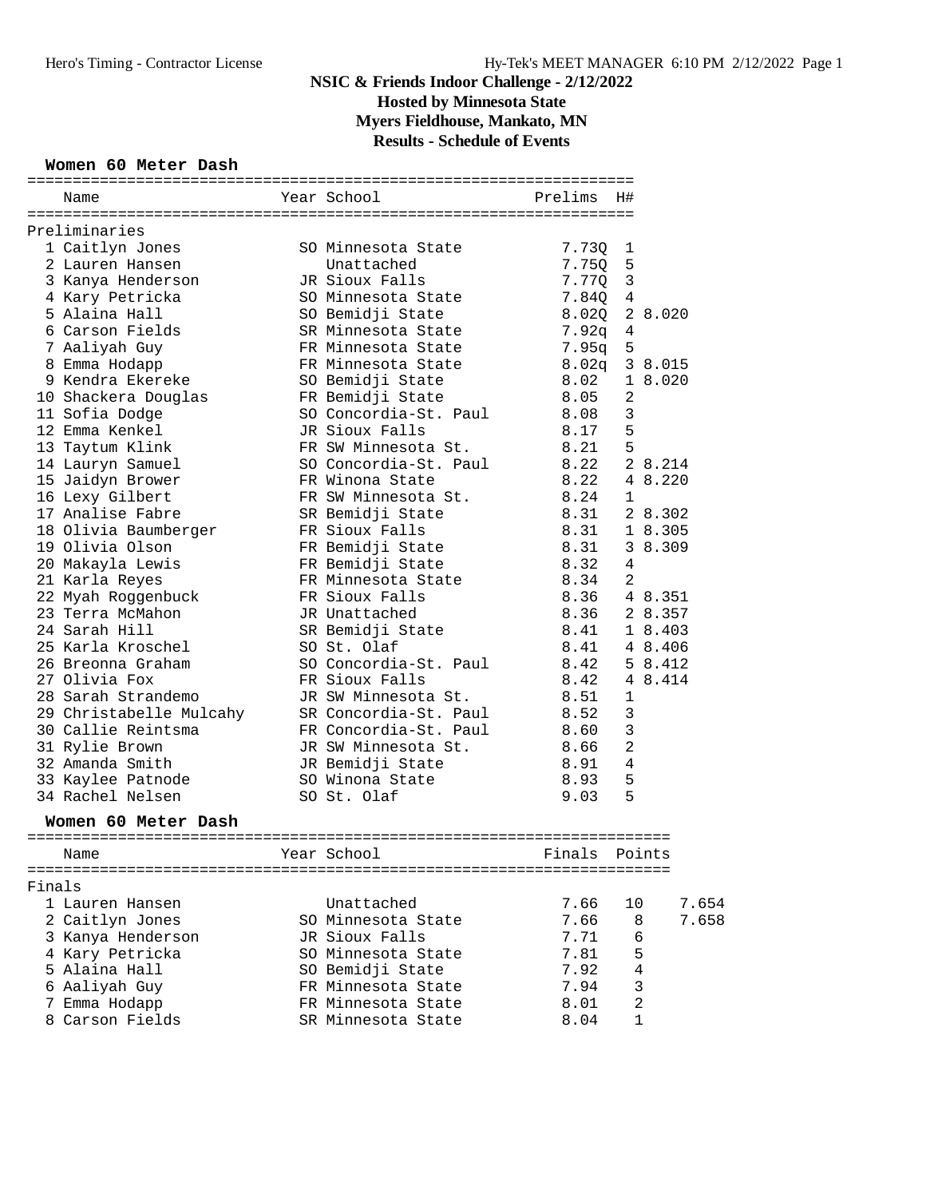# NSIC & Friends Indoor Challenge - 2/12/2022

**Hosted by Minnesota State**

**Myers Fieldhouse, Mankato, MN**

**Results - Schedule of Events**

## Women 60 Meter Dash

### Preliminaries

| Place | Name | Year | School | Prelims | H# | |
|---|---|---|---|---|---|---|
| 1 | Caitlyn Jones | SO | Minnesota State | 7.73Q | 1 | |
| 2 | Lauren Hansen | | Unattached | 7.75Q | 5 | |
| 3 | Kanya Henderson | JR | Sioux Falls | 7.77Q | 3 | |
| 4 | Kary Petricka | SO | Minnesota State | 7.84Q | 4 | |
| 5 | Alaina Hall | SO | Bemidji State | 8.02Q | 2 | 8.020 |
| 6 | Carson Fields | SR | Minnesota State | 7.92q | 4 | |
| 7 | Aaliyah Guy | FR | Minnesota State | 7.95q | 5 | |
| 8 | Emma Hodapp | FR | Minnesota State | 8.02q | 3 | 8.015 |
| 9 | Kendra Ekereke | SO | Bemidji State | 8.02 | 1 | 8.020 |
| 10 | Shackera Douglas | FR | Bemidji State | 8.05 | 2 | |
| 11 | Sofia Dodge | SO | Concordia-St. Paul | 8.08 | 3 | |
| 12 | Emma Kenkel | JR | Sioux Falls | 8.17 | 5 | |
| 13 | Taytum Klink | FR | SW Minnesota St. | 8.21 | 5 | |
| 14 | Lauryn Samuel | SO | Concordia-St. Paul | 8.22 | 2 | 8.214 |
| 15 | Jaidyn Brower | FR | Winona State | 8.22 | 4 | 8.220 |
| 16 | Lexy Gilbert | FR | SW Minnesota St. | 8.24 | 1 | |
| 17 | Analise Fabre | SR | Bemidji State | 8.31 | 2 | 8.302 |
| 18 | Olivia Baumberger | FR | Sioux Falls | 8.31 | 1 | 8.305 |
| 19 | Olivia Olson | FR | Bemidji State | 8.31 | 3 | 8.309 |
| 20 | Makayla Lewis | FR | Bemidji State | 8.32 | 4 | |
| 21 | Karla Reyes | FR | Minnesota State | 8.34 | 2 | |
| 22 | Myah Roggenbuck | FR | Sioux Falls | 8.36 | 4 | 8.351 |
| 23 | Terra McMahon | JR | Unattached | 8.36 | 2 | 8.357 |
| 24 | Sarah Hill | SR | Bemidji State | 8.41 | 1 | 8.403 |
| 25 | Karla Kroschel | SO | St. Olaf | 8.41 | 4 | 8.406 |
| 26 | Breonna Graham | SO | Concordia-St. Paul | 8.42 | 5 | 8.412 |
| 27 | Olivia Fox | FR | Sioux Falls | 8.42 | 4 | 8.414 |
| 28 | Sarah Strandemo | JR | SW Minnesota St. | 8.51 | 1 | |
| 29 | Christabelle Mulcahy | SR | Concordia-St. Paul | 8.52 | 3 | |
| 30 | Callie Reintsma | FR | Concordia-St. Paul | 8.60 | 3 | |
| 31 | Rylie Brown | JR | SW Minnesota St. | 8.66 | 2 | |
| 32 | Amanda Smith | JR | Bemidji State | 8.91 | 4 | |
| 33 | Kaylee Patnode | SO | Winona State | 8.93 | 5 | |
| 34 | Rachel Nelsen | SO | St. Olaf | 9.03 | 5 | |

## Women 60 Meter Dash

### Finals

| Place | Name | Year | School | Finals | Points | |
|---|---|---|---|---|---|---|
| 1 | Lauren Hansen | | Unattached | 7.66 | 10 | 7.654 |
| 2 | Caitlyn Jones | SO | Minnesota State | 7.66 | 8 | 7.658 |
| 3 | Kanya Henderson | JR | Sioux Falls | 7.71 | 6 | |
| 4 | Kary Petricka | SO | Minnesota State | 7.81 | 5 | |
| 5 | Alaina Hall | SO | Bemidji State | 7.92 | 4 | |
| 6 | Aaliyah Guy | FR | Minnesota State | 7.94 | 3 | |
| 7 | Emma Hodapp | FR | Minnesota State | 8.01 | 2 | |
| 8 | Carson Fields | SR | Minnesota State | 8.04 | 1 | |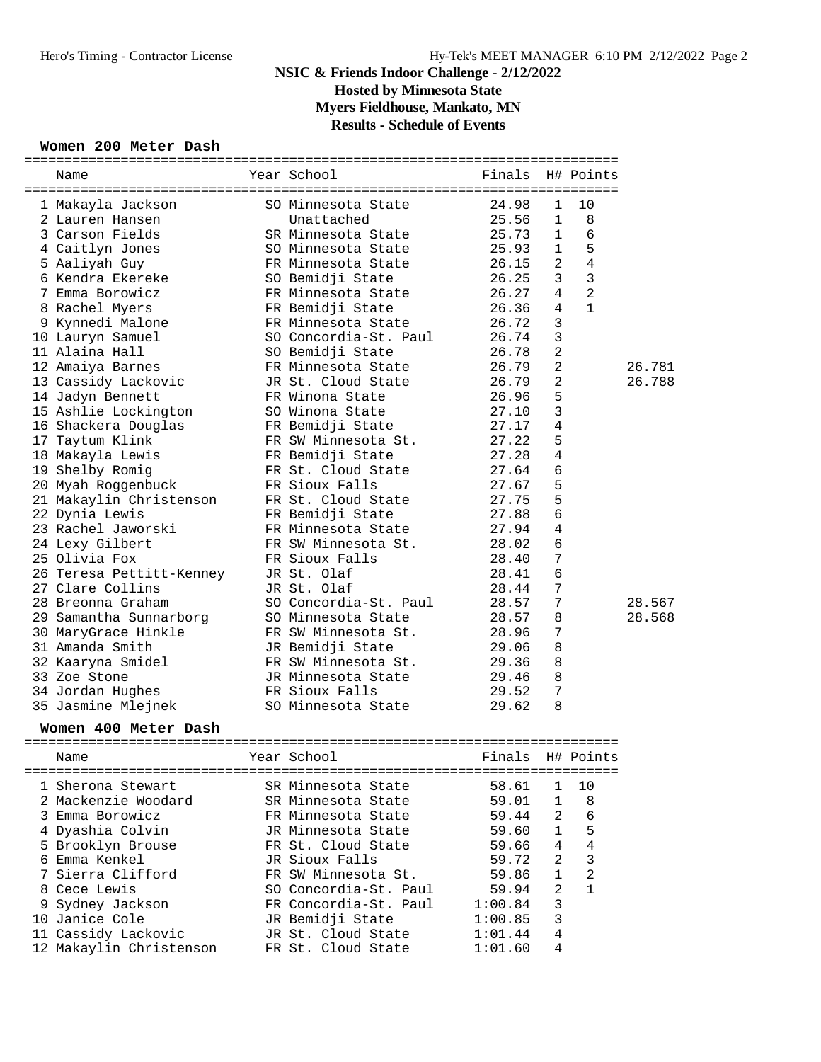# NSIC & Friends Indoor Challenge - 2/12/2022
## Hosted by Minnesota State
## Myers Fieldhouse, Mankato, MN
## Results - Schedule of Events

### Women 200 Meter Dash

| | Name | Year | School | Finals | H# | Points | |
|---|---|---|---|---|---|---|---|
| 1 | Makayla Jackson | SO | Minnesota State | 24.98 | 1 | 10 | |
| 2 | Lauren Hansen | | Unattached | 25.56 | 1 | 8 | |
| 3 | Carson Fields | SR | Minnesota State | 25.73 | 1 | 6 | |
| 4 | Caitlyn Jones | SO | Minnesota State | 25.93 | 1 | 5 | |
| 5 | Aaliyah Guy | FR | Minnesota State | 26.15 | 2 | 4 | |
| 6 | Kendra Ekereke | SO | Bemidji State | 26.25 | 3 | 3 | |
| 7 | Emma Borowicz | FR | Minnesota State | 26.27 | 4 | 2 | |
| 8 | Rachel Myers | FR | Bemidji State | 26.36 | 4 | 1 | |
| 9 | Kynnedi Malone | FR | Minnesota State | 26.72 | 3 | | |
| 10 | Lauryn Samuel | SO | Concordia-St. Paul | 26.74 | 3 | | |
| 11 | Alaina Hall | SO | Bemidji State | 26.78 | 2 | | |
| 12 | Amaiya Barnes | FR | Minnesota State | 26.79 | 2 | | 26.781 |
| 13 | Cassidy Lackovic | JR | St. Cloud State | 26.79 | 2 | | 26.788 |
| 14 | Jadyn Bennett | FR | Winona State | 26.96 | 5 | | |
| 15 | Ashlie Lockington | SO | Winona State | 27.10 | 3 | | |
| 16 | Shackera Douglas | FR | Bemidji State | 27.17 | 4 | | |
| 17 | Taytum Klink | FR | SW Minnesota St. | 27.22 | 5 | | |
| 18 | Makayla Lewis | FR | Bemidji State | 27.28 | 4 | | |
| 19 | Shelby Romig | FR | St. Cloud State | 27.64 | 6 | | |
| 20 | Myah Roggenbuck | FR | Sioux Falls | 27.67 | 5 | | |
| 21 | Makaylin Christenson | FR | St. Cloud State | 27.75 | 5 | | |
| 22 | Dynia Lewis | FR | Bemidji State | 27.88 | 6 | | |
| 23 | Rachel Jaworski | FR | Minnesota State | 27.94 | 4 | | |
| 24 | Lexy Gilbert | FR | SW Minnesota St. | 28.02 | 6 | | |
| 25 | Olivia Fox | FR | Sioux Falls | 28.40 | 7 | | |
| 26 | Teresa Pettitt-Kenney | JR | St. Olaf | 28.41 | 6 | | |
| 27 | Clare Collins | JR | St. Olaf | 28.44 | 7 | | |
| 28 | Breonna Graham | SO | Concordia-St. Paul | 28.57 | 7 | | 28.567 |
| 29 | Samantha Sunnarborg | SO | Minnesota State | 28.57 | 8 | | 28.568 |
| 30 | MaryGrace Hinkle | FR | SW Minnesota St. | 28.96 | 7 | | |
| 31 | Amanda Smith | JR | Bemidji State | 29.06 | 8 | | |
| 32 | Kaaryna Smidel | FR | SW Minnesota St. | 29.36 | 8 | | |
| 33 | Zoe Stone | JR | Minnesota State | 29.46 | 8 | | |
| 34 | Jordan Hughes | FR | Sioux Falls | 29.52 | 7 | | |
| 35 | Jasmine Mlejnek | SO | Minnesota State | 29.62 | 8 | | |

### Women 400 Meter Dash

| | Name | Year | School | Finals | H# | Points |
|---|---|---|---|---|---|---|
| 1 | Sherona Stewart | SR | Minnesota State | 58.61 | 1 | 10 |
| 2 | Mackenzie Woodard | SR | Minnesota State | 59.01 | 1 | 8 |
| 3 | Emma Borowicz | FR | Minnesota State | 59.44 | 2 | 6 |
| 4 | Dyashia Colvin | JR | Minnesota State | 59.60 | 1 | 5 |
| 5 | Brooklyn Brouse | FR | St. Cloud State | 59.66 | 4 | 4 |
| 6 | Emma Kenkel | JR | Sioux Falls | 59.72 | 2 | 3 |
| 7 | Sierra Clifford | FR | SW Minnesota St. | 59.86 | 1 | 2 |
| 8 | Cece Lewis | SO | Concordia-St. Paul | 59.94 | 2 | 1 |
| 9 | Sydney Jackson | FR | Concordia-St. Paul | 1:00.84 | 3 | |
| 10 | Janice Cole | JR | Bemidji State | 1:00.85 | 3 | |
| 11 | Cassidy Lackovic | JR | St. Cloud State | 1:01.44 | 4 | |
| 12 | Makaylin Christenson | FR | St. Cloud State | 1:01.60 | 4 | |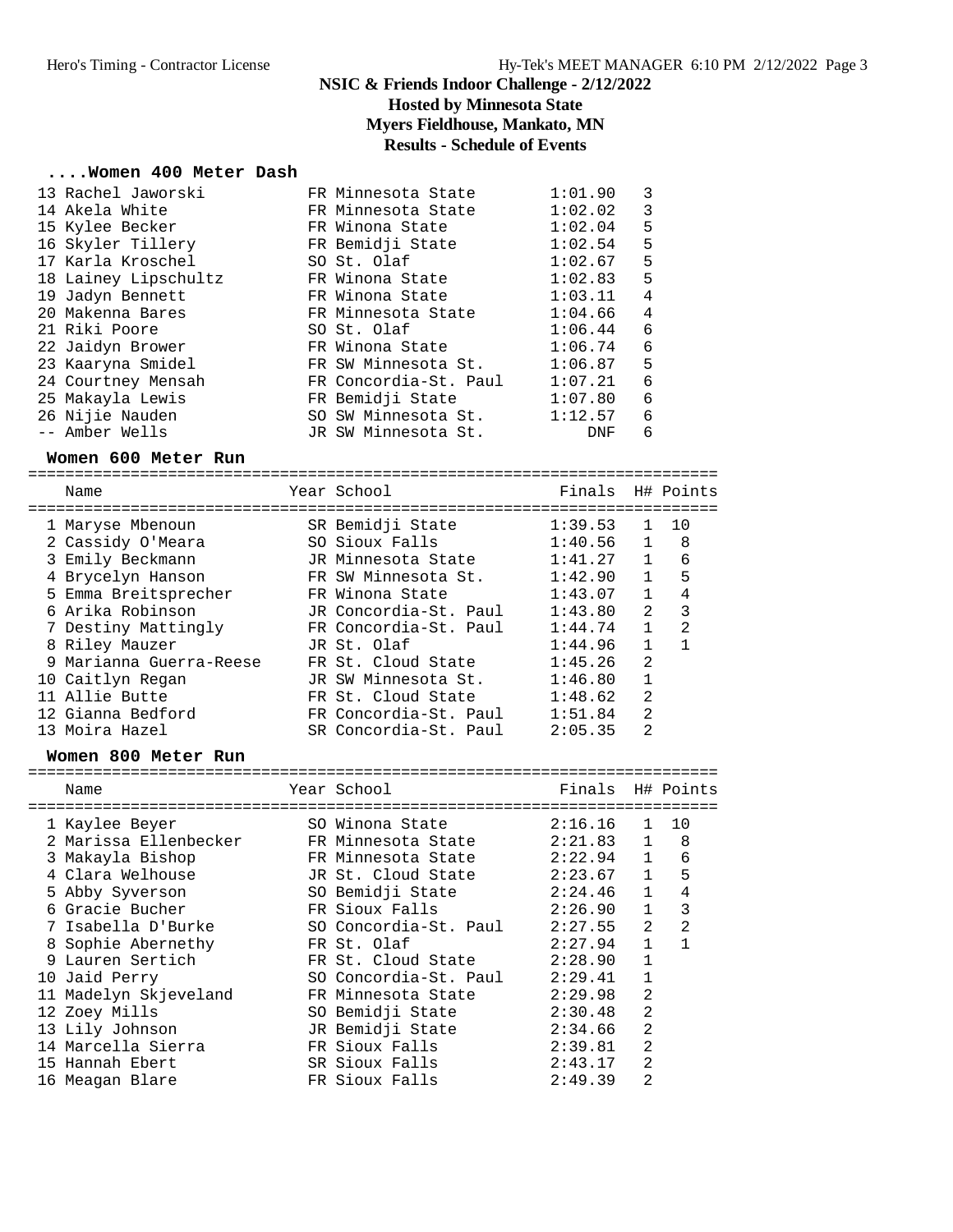# NSIC & Friends Indoor Challenge - 2/12/2022

## Hosted by Minnesota State

## Myers Fieldhouse, Mankato, MN

## Results - Schedule of Events

### ....Women 400 Meter Dash

| Place | Name | Year | School | Finals | H# |
|---|---|---|---|---|---|
| 13 | Rachel Jaworski | FR | Minnesota State | 1:01.90 | 3 |
| 14 | Akela White | FR | Minnesota State | 1:02.02 | 3 |
| 15 | Kylee Becker | FR | Winona State | 1:02.04 | 5 |
| 16 | Skyler Tillery | FR | Bemidji State | 1:02.54 | 5 |
| 17 | Karla Kroschel | SO | St. Olaf | 1:02.67 | 5 |
| 18 | Lainey Lipschultz | FR | Winona State | 1:02.83 | 5 |
| 19 | Jadyn Bennett | FR | Winona State | 1:03.11 | 4 |
| 20 | Makenna Bares | FR | Minnesota State | 1:04.66 | 4 |
| 21 | Riki Poore | SO | St. Olaf | 1:06.44 | 6 |
| 22 | Jaidyn Brower | FR | Winona State | 1:06.74 | 6 |
| 23 | Kaaryna Smidel | FR | SW Minnesota St. | 1:06.87 | 5 |
| 24 | Courtney Mensah | FR | Concordia-St. Paul | 1:07.21 | 6 |
| 25 | Makayla Lewis | FR | Bemidji State | 1:07.80 | 6 |
| 26 | Nijie Nauden | SO | SW Minnesota St. | 1:12.57 | 6 |
| -- | Amber Wells | JR | SW Minnesota St. | DNF | 6 |

### Women 600 Meter Run

| Place | Name | Year | School | Finals | H# | Points |
|---|---|---|---|---|---|---|
| 1 | Maryse Mbenoun | SR | Bemidji State | 1:39.53 | 1 | 10 |
| 2 | Cassidy O'Meara | SO | Sioux Falls | 1:40.56 | 1 | 8 |
| 3 | Emily Beckmann | JR | Minnesota State | 1:41.27 | 1 | 6 |
| 4 | Brycelyn Hanson | FR | SW Minnesota St. | 1:42.90 | 1 | 5 |
| 5 | Emma Breitsprecher | FR | Winona State | 1:43.07 | 1 | 4 |
| 6 | Arika Robinson | JR | Concordia-St. Paul | 1:43.80 | 2 | 3 |
| 7 | Destiny Mattingly | FR | Concordia-St. Paul | 1:44.74 | 1 | 2 |
| 8 | Riley Mauzer | JR | St. Olaf | 1:44.96 | 1 | 1 |
| 9 | Marianna Guerra-Reese | FR | St. Cloud State | 1:45.26 | 2 | |
| 10 | Caitlyn Regan | JR | SW Minnesota St. | 1:46.80 | 1 | |
| 11 | Allie Butte | FR | St. Cloud State | 1:48.62 | 2 | |
| 12 | Gianna Bedford | FR | Concordia-St. Paul | 1:51.84 | 2 | |
| 13 | Moira Hazel | SR | Concordia-St. Paul | 2:05.35 | 2 | |

### Women 800 Meter Run

| Place | Name | Year | School | Finals | H# | Points |
|---|---|---|---|---|---|---|
| 1 | Kaylee Beyer | SO | Winona State | 2:16.16 | 1 | 10 |
| 2 | Marissa Ellenbecker | FR | Minnesota State | 2:21.83 | 1 | 8 |
| 3 | Makayla Bishop | FR | Minnesota State | 2:22.94 | 1 | 6 |
| 4 | Clara Welhouse | JR | St. Cloud State | 2:23.67 | 1 | 5 |
| 5 | Abby Syverson | SO | Bemidji State | 2:24.46 | 1 | 4 |
| 6 | Gracie Bucher | FR | Sioux Falls | 2:26.90 | 1 | 3 |
| 7 | Isabella D'Burke | SO | Concordia-St. Paul | 2:27.55 | 2 | 2 |
| 8 | Sophie Abernethy | FR | St. Olaf | 2:27.94 | 1 | 1 |
| 9 | Lauren Sertich | FR | St. Cloud State | 2:28.90 | 1 | |
| 10 | Jaid Perry | SO | Concordia-St. Paul | 2:29.41 | 1 | |
| 11 | Madelyn Skjeveland | FR | Minnesota State | 2:29.98 | 2 | |
| 12 | Zoey Mills | SO | Bemidji State | 2:30.48 | 2 | |
| 13 | Lily Johnson | JR | Bemidji State | 2:34.66 | 2 | |
| 14 | Marcella Sierra | FR | Sioux Falls | 2:39.81 | 2 | |
| 15 | Hannah Ebert | SR | Sioux Falls | 2:43.17 | 2 | |
| 16 | Meagan Blare | FR | Sioux Falls | 2:49.39 | 2 | |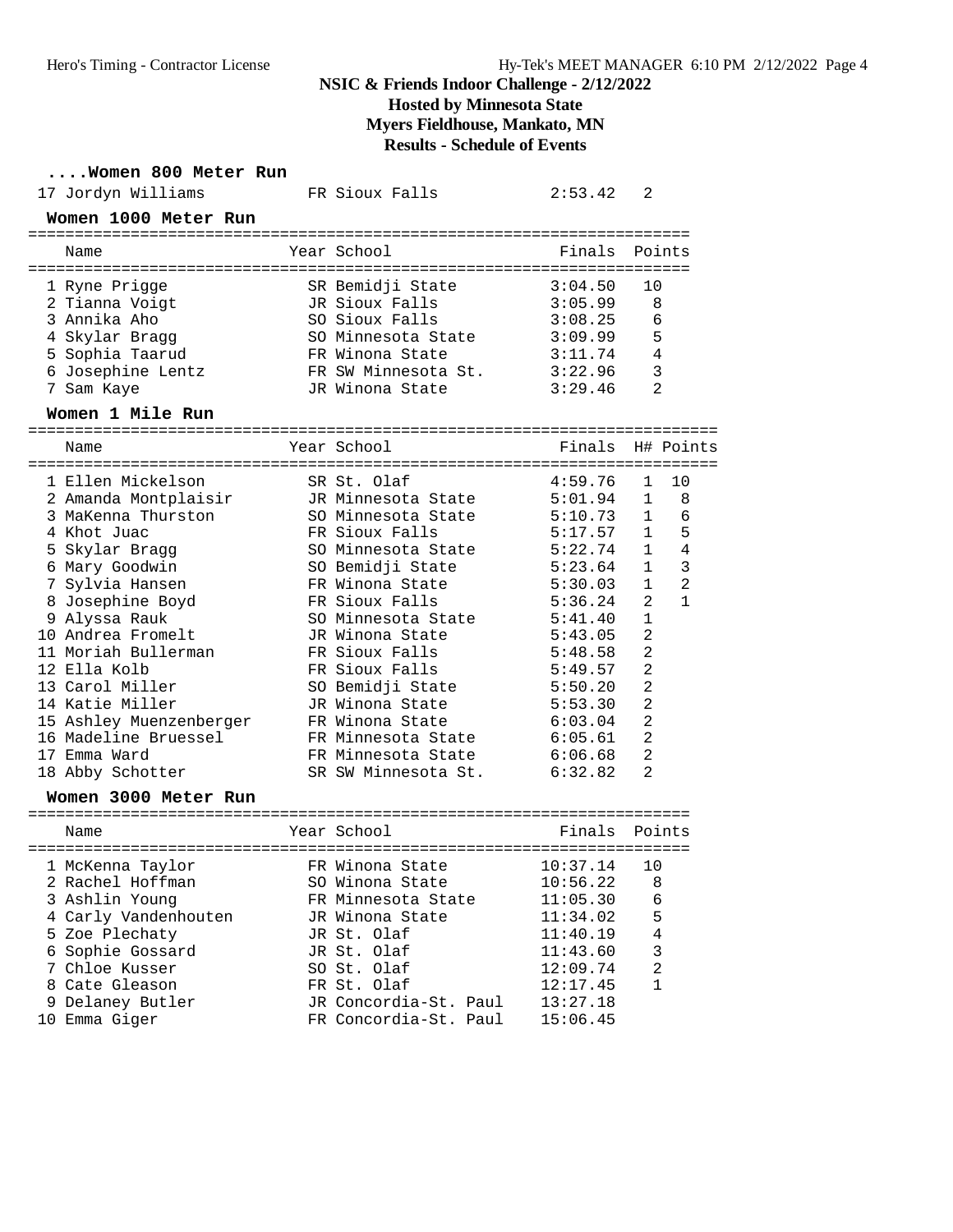# NSIC & Friends Indoor Challenge - 2/12/2022

## Hosted by Minnesota State

## Myers Fieldhouse, Mankato, MN

## Results - Schedule of Events

### ....Women 800 Meter Run

| Place | Name | Year | School | Finals | Points |
|---|---|---|---|---|---|
| 17 | Jordyn Williams | FR | Sioux Falls | 2:53.42 | 2 |

### Women 1000 Meter Run

| Place | Name | Year | School | Finals | Points |
|---|---|---|---|---|---|
| 1 | Ryne Prigge | SR | Bemidji State | 3:04.50 | 10 |
| 2 | Tianna Voigt | JR | Sioux Falls | 3:05.99 | 8 |
| 3 | Annika Aho | SO | Sioux Falls | 3:08.25 | 6 |
| 4 | Skylar Bragg | SO | Minnesota State | 3:09.99 | 5 |
| 5 | Sophia Taarud | FR | Winona State | 3:11.74 | 4 |
| 6 | Josephine Lentz | FR | SW Minnesota St. | 3:22.96 | 3 |
| 7 | Sam Kaye | JR | Winona State | 3:29.46 | 2 |

### Women 1 Mile Run

| Place | Name | Year | School | Finals | H# | Points |
|---|---|---|---|---|---|---|
| 1 | Ellen Mickelson | SR | St. Olaf | 4:59.76 | 1 | 10 |
| 2 | Amanda Montplaisir | JR | Minnesota State | 5:01.94 | 1 | 8 |
| 3 | MaKenna Thurston | SO | Minnesota State | 5:10.73 | 1 | 6 |
| 4 | Khot Juac | FR | Sioux Falls | 5:17.57 | 1 | 5 |
| 5 | Skylar Bragg | SO | Minnesota State | 5:22.74 | 1 | 4 |
| 6 | Mary Goodwin | SO | Bemidji State | 5:23.64 | 1 | 3 |
| 7 | Sylvia Hansen | FR | Winona State | 5:30.03 | 1 | 2 |
| 8 | Josephine Boyd | FR | Sioux Falls | 5:36.24 | 2 | 1 |
| 9 | Alyssa Rauk | SO | Minnesota State | 5:41.40 | 1 | |
| 10 | Andrea Fromelt | JR | Winona State | 5:43.05 | 2 | |
| 11 | Moriah Bullerman | FR | Sioux Falls | 5:48.58 | 2 | |
| 12 | Ella Kolb | FR | Sioux Falls | 5:49.57 | 2 | |
| 13 | Carol Miller | SO | Bemidji State | 5:50.20 | 2 | |
| 14 | Katie Miller | JR | Winona State | 5:53.30 | 2 | |
| 15 | Ashley Muenzenberger | FR | Winona State | 6:03.04 | 2 | |
| 16 | Madeline Bruessel | FR | Minnesota State | 6:05.61 | 2 | |
| 17 | Emma Ward | FR | Minnesota State | 6:06.68 | 2 | |
| 18 | Abby Schotter | SR | SW Minnesota St. | 6:32.82 | 2 | |

### Women 3000 Meter Run

| Place | Name | Year | School | Finals | Points |
|---|---|---|---|---|---|
| 1 | McKenna Taylor | FR | Winona State | 10:37.14 | 10 |
| 2 | Rachel Hoffman | SO | Winona State | 10:56.22 | 8 |
| 3 | Ashlin Young | FR | Minnesota State | 11:05.30 | 6 |
| 4 | Carly Vandenhouten | JR | Winona State | 11:34.02 | 5 |
| 5 | Zoe Plechaty | JR | St. Olaf | 11:40.19 | 4 |
| 6 | Sophie Gossard | JR | St. Olaf | 11:43.60 | 3 |
| 7 | Chloe Kusser | SO | St. Olaf | 12:09.74 | 2 |
| 8 | Cate Gleason | FR | St. Olaf | 12:17.45 | 1 |
| 9 | Delaney Butler | JR | Concordia-St. Paul | 13:27.18 | |
| 10 | Emma Giger | FR | Concordia-St. Paul | 15:06.45 | |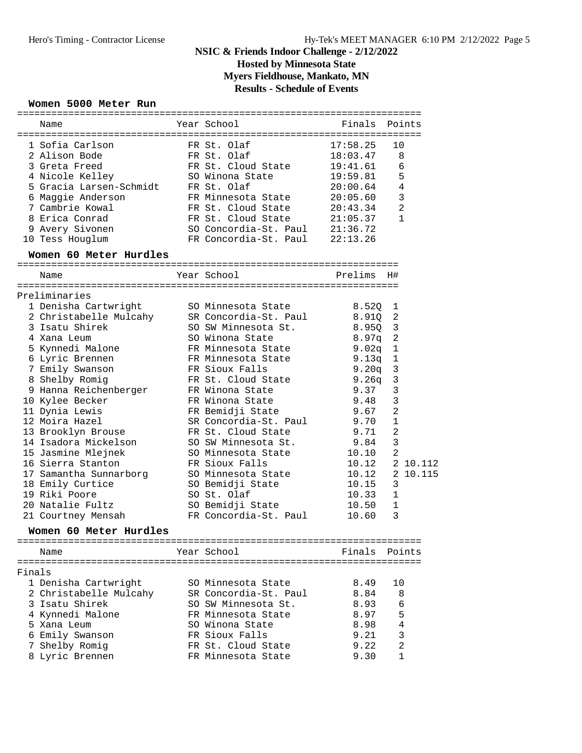# NSIC & Friends Indoor Challenge - 2/12/2022
## Hosted by Minnesota State
## Myers Fieldhouse, Mankato, MN
## Results - Schedule of Events

### Women 5000 Meter Run

| | Name | Year | School | Finals | Points |
|---|---|---|---|---|---|
| 1 | Sofia Carlson | FR | St. Olaf | 17:58.25 | 10 |
| 2 | Alison Bode | FR | St. Olaf | 18:03.47 | 8 |
| 3 | Greta Freed | FR | St. Cloud State | 19:41.61 | 6 |
| 4 | Nicole Kelley | SO | Winona State | 19:59.81 | 5 |
| 5 | Gracia Larsen-Schmidt | FR | St. Olaf | 20:00.64 | 4 |
| 6 | Maggie Anderson | FR | Minnesota State | 20:05.60 | 3 |
| 7 | Cambrie Kowal | FR | St. Cloud State | 20:43.34 | 2 |
| 8 | Erica Conrad | FR | St. Cloud State | 21:05.37 | 1 |
| 9 | Avery Sivonen | SO | Concordia-St. Paul | 21:36.72 | |
| 10 | Tess Houglum | FR | Concordia-St. Paul | 22:13.26 | |

### Women 60 Meter Hurdles

Preliminaries

| | Name | Year | School | Prelims | H# | |
|---|---|---|---|---|---|---|
| 1 | Denisha Cartwright | SO | Minnesota State | 8.52Q | 1 | |
| 2 | Christabelle Mulcahy | SR | Concordia-St. Paul | 8.91Q | 2 | |
| 3 | Isatu Shirek | SO | SW Minnesota St. | 8.95Q | 3 | |
| 4 | Xana Leum | SO | Winona State | 8.97q | 2 | |
| 5 | Kynnedi Malone | FR | Minnesota State | 9.02q | 1 | |
| 6 | Lyric Brennen | FR | Minnesota State | 9.13q | 1 | |
| 7 | Emily Swanson | FR | Sioux Falls | 9.20q | 3 | |
| 8 | Shelby Romig | FR | St. Cloud State | 9.26q | 3 | |
| 9 | Hanna Reichenberger | FR | Winona State | 9.37 | 3 | |
| 10 | Kylee Becker | FR | Winona State | 9.48 | 3 | |
| 11 | Dynia Lewis | FR | Bemidji State | 9.67 | 2 | |
| 12 | Moira Hazel | SR | Concordia-St. Paul | 9.70 | 1 | |
| 13 | Brooklyn Brouse | FR | St. Cloud State | 9.71 | 2 | |
| 14 | Isadora Mickelson | SO | SW Minnesota St. | 9.84 | 3 | |
| 15 | Jasmine Mlejnek | SO | Minnesota State | 10.10 | 2 | |
| 16 | Sierra Stanton | FR | Sioux Falls | 10.12 | 2 | 10.112 |
| 17 | Samantha Sunnarborg | SO | Minnesota State | 10.12 | 2 | 10.115 |
| 18 | Emily Curtice | SO | Bemidji State | 10.15 | 3 | |
| 19 | Riki Poore | SO | St. Olaf | 10.33 | 1 | |
| 20 | Natalie Fultz | SO | Bemidji State | 10.50 | 1 | |
| 21 | Courtney Mensah | FR | Concordia-St. Paul | 10.60 | 3 | |

### Women 60 Meter Hurdles

Finals

| | Name | Year | School | Finals | Points |
|---|---|---|---|---|---|
| 1 | Denisha Cartwright | SO | Minnesota State | 8.49 | 10 |
| 2 | Christabelle Mulcahy | SR | Concordia-St. Paul | 8.84 | 8 |
| 3 | Isatu Shirek | SO | SW Minnesota St. | 8.93 | 6 |
| 4 | Kynnedi Malone | FR | Minnesota State | 8.97 | 5 |
| 5 | Xana Leum | SO | Winona State | 8.98 | 4 |
| 6 | Emily Swanson | FR | Sioux Falls | 9.21 | 3 |
| 7 | Shelby Romig | FR | St. Cloud State | 9.22 | 2 |
| 8 | Lyric Brennen | FR | Minnesota State | 9.30 | 1 |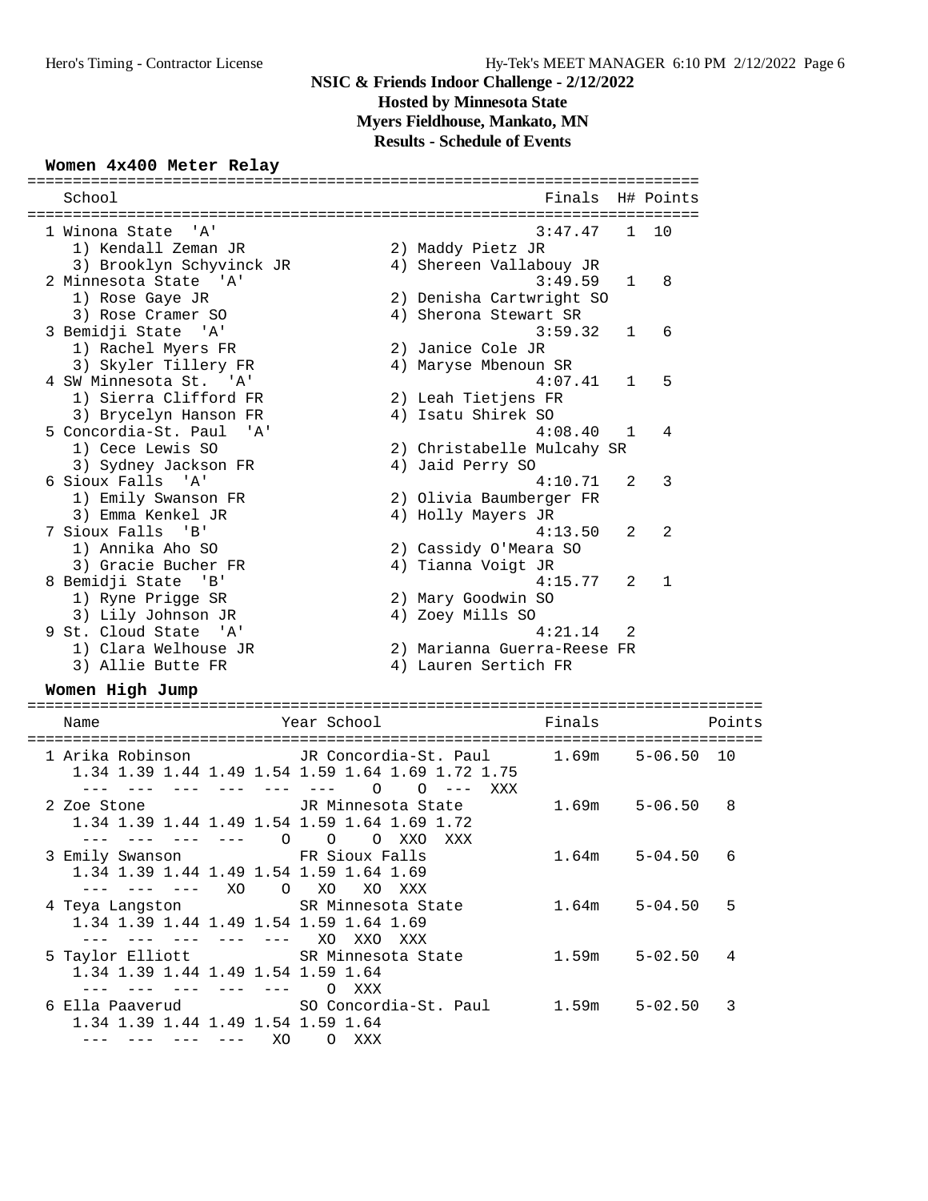# NSIC & Friends Indoor Challenge - 2/12/2022
## Hosted by Minnesota State
## Myers Fieldhouse, Mankato, MN
## Results - Schedule of Events

### Women 4x400 Meter Relay

| School | Finals | H# | Points |
|---|---|---|---|
| 1 Winona State 'A' | 3:47.47 | 1 | 10 |
| 1) Kendall Zeman JR; 2) Maddy Pietz JR; 3) Brooklyn Schyvinck JR; 4) Shereen Vallabouy JR | | | |
| 2 Minnesota State 'A' | 3:49.59 | 1 | 8 |
| 1) Rose Gaye JR; 2) Denisha Cartwright SO; 3) Rose Cramer SO; 4) Sherona Stewart SR | | | |
| 3 Bemidji State 'A' | 3:59.32 | 1 | 6 |
| 1) Rachel Myers FR; 2) Janice Cole JR; 3) Skyler Tillery FR; 4) Maryse Mbenoun SR | | | |
| 4 SW Minnesota St. 'A' | 4:07.41 | 1 | 5 |
| 1) Sierra Clifford FR; 2) Leah Tietjens FR; 3) Brycelyn Hanson FR; 4) Isatu Shirek SO | | | |
| 5 Concordia-St. Paul 'A' | 4:08.40 | 1 | 4 |
| 1) Cece Lewis SO; 2) Christabelle Mulcahy SR; 3) Sydney Jackson FR; 4) Jaid Perry SO | | | |
| 6 Sioux Falls 'A' | 4:10.71 | 2 | 3 |
| 1) Emily Swanson FR; 2) Olivia Baumberger FR; 3) Emma Kenkel JR; 4) Holly Mayers JR | | | |
| 7 Sioux Falls 'B' | 4:13.50 | 2 | 2 |
| 1) Annika Aho SO; 2) Cassidy O'Meara SO; 3) Gracie Bucher FR; 4) Tianna Voigt JR | | | |
| 8 Bemidji State 'B' | 4:15.77 | 2 | 1 |
| 1) Ryne Prigge SR; 2) Mary Goodwin SO; 3) Lily Johnson JR; 4) Zoey Mills SO | | | |
| 9 St. Cloud State 'A' | 4:21.14 | 2 | |
| 1) Clara Welhouse JR; 2) Marianna Guerra-Reese FR; 3) Allie Butte FR; 4) Lauren Sertich FR | | | |

### Women High Jump

| Name | Year | School | Finals | | Points |
|---|---|---|---|---|---|
| 1 Arika Robinson | JR | Concordia-St. Paul | 1.69m | 5-06.50 | 10 |
| 1.34 --- 1.39 --- 1.44 --- 1.49 --- 1.54 --- 1.59 --- 1.64 O 1.69 O 1.72 --- 1.75 XXX | | | | | |
| 2 Zoe Stone | JR | Minnesota State | 1.69m | 5-06.50 | 8 |
| 1.34 --- 1.39 --- 1.44 --- 1.49 --- 1.54 O 1.59 O 1.64 O 1.69 XXO 1.72 XXX | | | | | |
| 3 Emily Swanson | FR | Sioux Falls | 1.64m | 5-04.50 | 6 |
| 1.34 --- 1.39 --- 1.44 --- 1.49 XO 1.54 O 1.59 XO 1.64 XO 1.69 XXX | | | | | |
| 4 Teya Langston | SR | Minnesota State | 1.64m | 5-04.50 | 5 |
| 1.34 --- 1.39 --- 1.44 --- 1.49 --- 1.54 --- 1.59 XO 1.64 XXO 1.69 XXX | | | | | |
| 5 Taylor Elliott | SR | Minnesota State | 1.59m | 5-02.50 | 4 |
| 1.34 --- 1.39 --- 1.44 --- 1.49 --- 1.54 --- 1.59 O 1.64 XXX | | | | | |
| 6 Ella Paaverud | SO | Concordia-St. Paul | 1.59m | 5-02.50 | 3 |
| 1.34 --- 1.39 --- 1.44 --- 1.49 --- 1.54 XO 1.59 O 1.64 XXX | | | | | |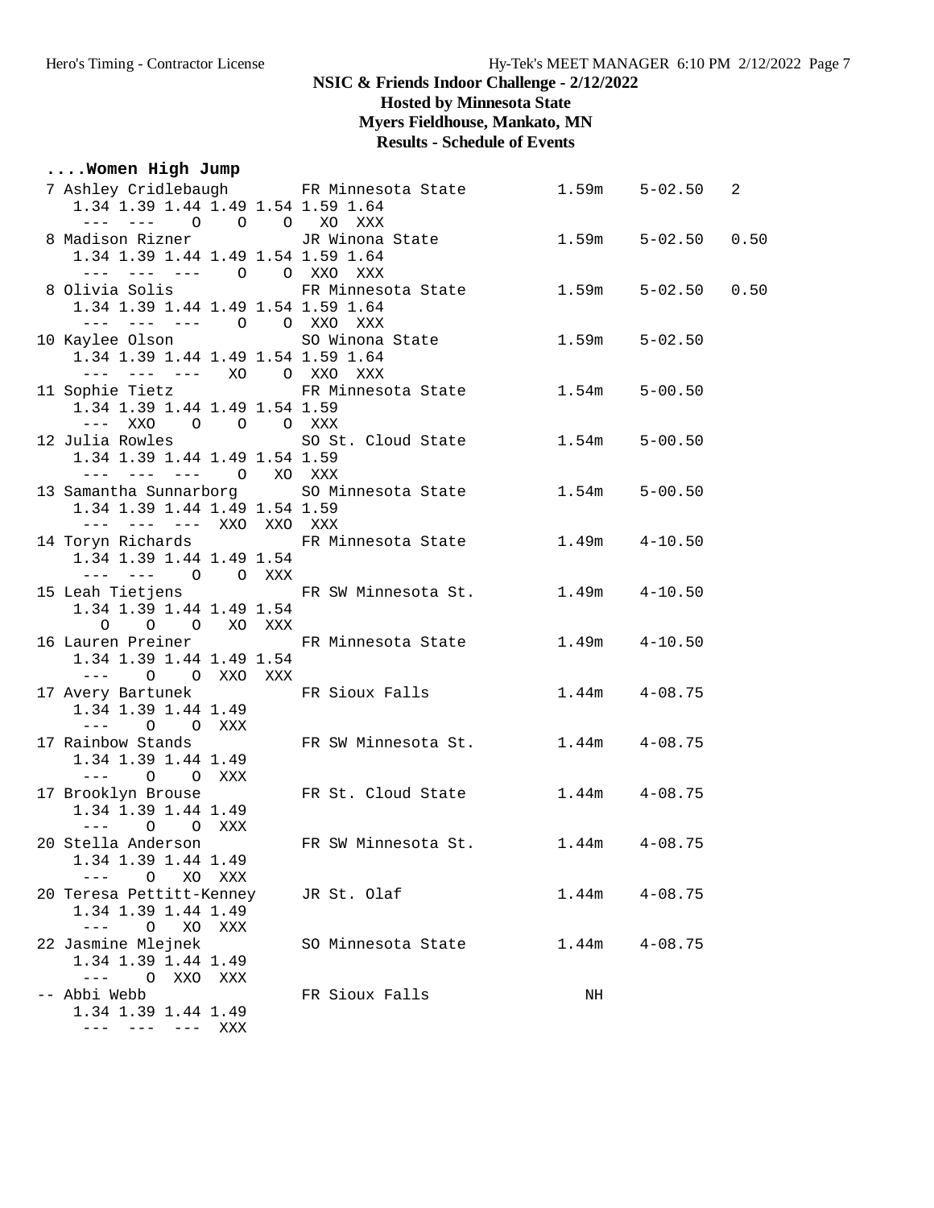NSIC & Friends Indoor Challenge - 2/12/2022
Hosted by Minnesota State
Myers Fieldhouse, Mankato, MN
Results - Schedule of Events

**....Women High Jump**

```
  7 Ashley Cridlebaugh       FR Minnesota State         1.59m    5-02.50   2 
     1.34 1.39 1.44 1.49 1.54 1.59 1.64 
      --- ---    O    O    O   XO  XXX 
  8 Madison Rizner           JR Winona State            1.59m    5-02.50   0.50 
     1.34 1.39 1.44 1.49 1.54 1.59 1.64 
      --- --- ---    O    O  XXO  XXX 
  8 Olivia Solis             FR Minnesota State         1.59m    5-02.50   0.50 
     1.34 1.39 1.44 1.49 1.54 1.59 1.64 
      --- --- ---    O    O  XXO  XXX 
 10 Kaylee Olson             SO Winona State            1.59m    5-02.50 
     1.34 1.39 1.44 1.49 1.54 1.59 1.64 
      --- --- ---   XO    O  XXO  XXX 
 11 Sophie Tietz             FR Minnesota State         1.54m    5-00.50 
     1.34 1.39 1.44 1.49 1.54 1.59 
      ---  XXO    O    O    O  XXX 
 12 Julia Rowles             SO St. Cloud State         1.54m    5-00.50 
     1.34 1.39 1.44 1.49 1.54 1.59 
      --- --- ---    O   XO  XXX 
 13 Samantha Sunnarborg      SO Minnesota State         1.54m    5-00.50 
     1.34 1.39 1.44 1.49 1.54 1.59 
      --- --- ---  XXO  XXO  XXX 
 14 Toryn Richards           FR Minnesota State         1.49m    4-10.50 
     1.34 1.39 1.44 1.49 1.54 
      --- ---    O    O  XXX 
 15 Leah Tietjens            FR SW Minnesota St.        1.49m    4-10.50 
     1.34 1.39 1.44 1.49 1.54 
        O    O    O   XO  XXX 
 16 Lauren Preiner           FR Minnesota State         1.49m    4-10.50 
     1.34 1.39 1.44 1.49 1.54 
      ---    O    O  XXO  XXX 
 17 Avery Bartunek           FR Sioux Falls             1.44m    4-08.75 
     1.34 1.39 1.44 1.49 
      ---    O    O  XXX 
 17 Rainbow Stands           FR SW Minnesota St.        1.44m    4-08.75 
     1.34 1.39 1.44 1.49 
      ---    O    O  XXX 
 17 Brooklyn Brouse          FR St. Cloud State         1.44m    4-08.75 
     1.34 1.39 1.44 1.49 
      ---    O    O  XXX 
 20 Stella Anderson          FR SW Minnesota St.        1.44m    4-08.75 
     1.34 1.39 1.44 1.49 
      ---    O   XO  XXX 
 20 Teresa Pettitt-Kenney    JR St. Olaf                1.44m    4-08.75 
     1.34 1.39 1.44 1.49 
      ---    O   XO  XXX 
 22 Jasmine Mlejnek          SO Minnesota State         1.44m    4-08.75 
     1.34 1.39 1.44 1.49 
      ---    O  XXO  XXX 
 -- Abbi Webb                FR Sioux Falls                NH 
     1.34 1.39 1.44 1.49 
      --- --- ---  XXX 
```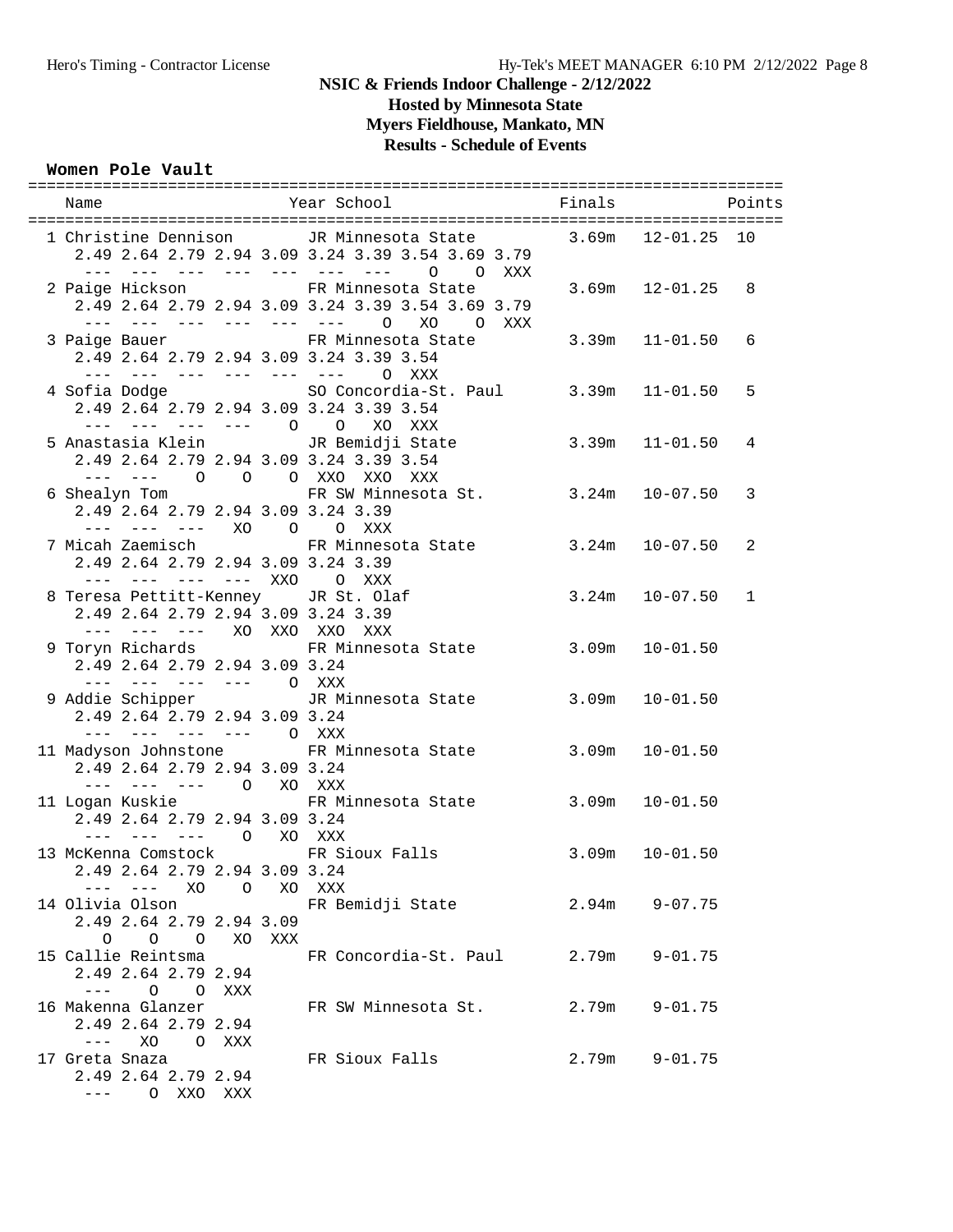# NSIC & Friends Indoor Challenge - 2/12/2022

## Hosted by Minnesota State

## Myers Fieldhouse, Mankato, MN

## Results - Schedule of Events

### Women Pole Vault

```
================================================================================
    Name                    Year School                 Finals            Points
================================================================================
  1 Christine Dennison       JR Minnesota State          3.69m   12-01.25  10
     2.49 2.64 2.79 2.94 3.09 3.24 3.39 3.54 3.69 3.79
      ---  ---  ---  ---  ---  ---  ---    O    O  XXX
  2 Paige Hickson            FR Minnesota State          3.69m   12-01.25   8
     2.49 2.64 2.79 2.94 3.09 3.24 3.39 3.54 3.69 3.79
      ---  ---  ---  ---  ---  ---    O   XO    O  XXX
  3 Paige Bauer              FR Minnesota State          3.39m   11-01.50   6
     2.49 2.64 2.79 2.94 3.09 3.24 3.39 3.54
      ---  ---  ---  ---  ---  ---    O  XXX
  4 Sofia Dodge              SO Concordia-St. Paul       3.39m   11-01.50   5
     2.49 2.64 2.79 2.94 3.09 3.24 3.39 3.54
      ---  ---  ---  ---    O    O   XO  XXX
  5 Anastasia Klein          JR Bemidji State            3.39m   11-01.50   4
     2.49 2.64 2.79 2.94 3.09 3.24 3.39 3.54
      ---  ---    O    O    O  XXO  XXO  XXX
  6 Shealyn Tom              FR SW Minnesota St.         3.24m   10-07.50   3
     2.49 2.64 2.79 2.94 3.09 3.24 3.39
      ---  ---  ---   XO    O    O  XXX
  7 Micah Zaemisch           FR Minnesota State          3.24m   10-07.50   2
     2.49 2.64 2.79 2.94 3.09 3.24 3.39
      ---  ---  ---  ---  XXO    O  XXX
  8 Teresa Pettitt-Kenney    JR St. Olaf                 3.24m   10-07.50   1
     2.49 2.64 2.79 2.94 3.09 3.24 3.39
      ---  ---  ---   XO  XXO  XXO  XXX
  9 Toryn Richards           FR Minnesota State          3.09m   10-01.50
     2.49 2.64 2.79 2.94 3.09 3.24
      ---  ---  ---  ---    O  XXX
  9 Addie Schipper           JR Minnesota State          3.09m   10-01.50
     2.49 2.64 2.79 2.94 3.09 3.24
      ---  ---  ---  ---    O  XXX
 11 Madyson Johnstone        FR Minnesota State          3.09m   10-01.50
     2.49 2.64 2.79 2.94 3.09 3.24
      ---  ---  ---    O   XO  XXX
 11 Logan Kuskie             FR Minnesota State          3.09m   10-01.50
     2.49 2.64 2.79 2.94 3.09 3.24
      ---  ---  ---    O   XO  XXX
 13 McKenna Comstock         FR Sioux Falls              3.09m   10-01.50
     2.49 2.64 2.79 2.94 3.09 3.24
      ---  ---   XO    O   XO  XXX
 14 Olivia Olson             FR Bemidji State            2.94m    9-07.75
     2.49 2.64 2.79 2.94 3.09
        O    O    O   XO  XXX
 15 Callie Reintsma          FR Concordia-St. Paul       2.79m    9-01.75
     2.49 2.64 2.79 2.94
      ---    O    O  XXX
 16 Makenna Glanzer          FR SW Minnesota St.         2.79m    9-01.75
     2.49 2.64 2.79 2.94
      ---   XO    O  XXX
 17 Greta Snaza              FR Sioux Falls              2.79m    9-01.75
     2.49 2.64 2.79 2.94
      ---    O  XXO  XXX
```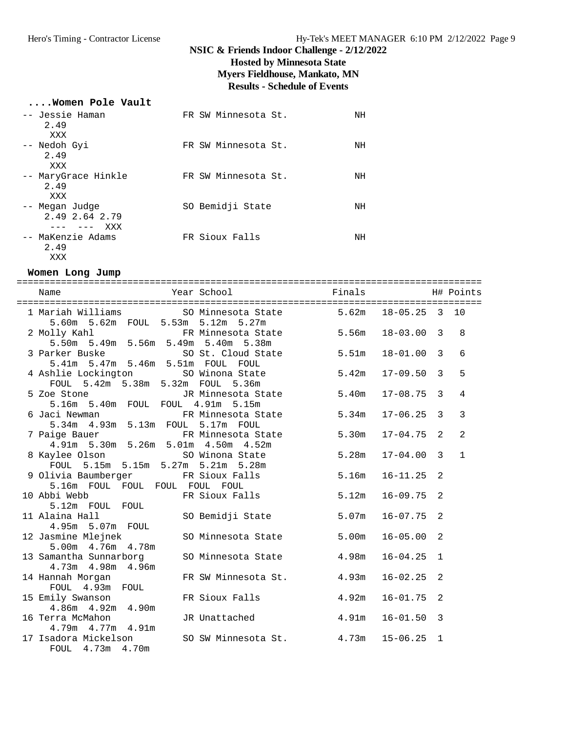# NSIC & Friends Indoor Challenge - 2/12/2022

## Hosted by Minnesota State

## Myers Fieldhouse, Mankato, MN

## Results - Schedule of Events

### ....Women Pole Vault

```
-- Jessie Haman              FR SW Minnesota St.           NH
    2.49
     XXX
-- Nedoh Gyi                 FR SW Minnesota St.           NH
    2.49
     XXX
-- MaryGrace Hinkle          FR SW Minnesota St.           NH
    2.49
     XXX
-- Megan Judge               SO Bemidji State              NH
    2.49 2.64 2.79
     ---  ---  XXX
-- MaKenzie Adams            FR Sioux Falls                NH
    2.49
     XXX
```

### Women Long Jump

```
=====================================================================================
    Name                    Year School                 Finals             H# Points
=====================================================================================
  1 Mariah Williams         SO Minnesota State         5.62m   18-05.25  3  10
      5.60m  5.62m  FOUL  5.53m  5.12m  5.27m
  2 Molly Kahl              FR Minnesota State         5.56m   18-03.00  3   8
      5.50m  5.49m  5.56m  5.49m  5.40m  5.38m
  3 Parker Buske            SO St. Cloud State         5.51m   18-01.00  3   6
      5.41m  5.47m  5.46m  5.51m  FOUL  FOUL
  4 Ashlie Lockington       SO Winona State            5.42m   17-09.50  3   5
      FOUL  5.42m  5.38m  5.32m  FOUL  5.36m
  5 Zoe Stone               JR Minnesota State         5.40m   17-08.75  3   4
      5.16m  5.40m  FOUL  FOUL  4.91m  5.15m
  6 Jaci Newman             FR Minnesota State         5.34m   17-06.25  3   3
      5.34m  4.93m  5.13m  FOUL  5.17m  FOUL
  7 Paige Bauer             FR Minnesota State         5.30m   17-04.75  2   2
      4.91m  5.30m  5.26m  5.01m  4.50m  4.52m
  8 Kaylee Olson            SO Winona State            5.28m   17-04.00  3   1
      FOUL  5.15m  5.15m  5.27m  5.21m  5.28m
  9 Olivia Baumberger       FR Sioux Falls             5.16m   16-11.25  2
      5.16m  FOUL  FOUL  FOUL  FOUL  FOUL
 10 Abbi Webb               FR Sioux Falls             5.12m   16-09.75  2
      5.12m  FOUL  FOUL
 11 Alaina Hall             SO Bemidji State           5.07m   16-07.75  2
      4.95m  5.07m  FOUL
 12 Jasmine Mlejnek         SO Minnesota State         5.00m   16-05.00  2
      5.00m  4.76m  4.78m
 13 Samantha Sunnarborg     SO Minnesota State         4.98m   16-04.25  1
      4.73m  4.98m  4.96m
 14 Hannah Morgan           FR SW Minnesota St.        4.93m   16-02.25  2
      FOUL  4.93m  FOUL
 15 Emily Swanson           FR Sioux Falls             4.92m   16-01.75  2
      4.86m  4.92m  4.90m
 16 Terra McMahon           JR Unattached              4.91m   16-01.50  3
      4.79m  4.77m  4.91m
 17 Isadora Mickelson       SO SW Minnesota St.        4.73m   15-06.25  1
      FOUL  4.73m  4.70m
```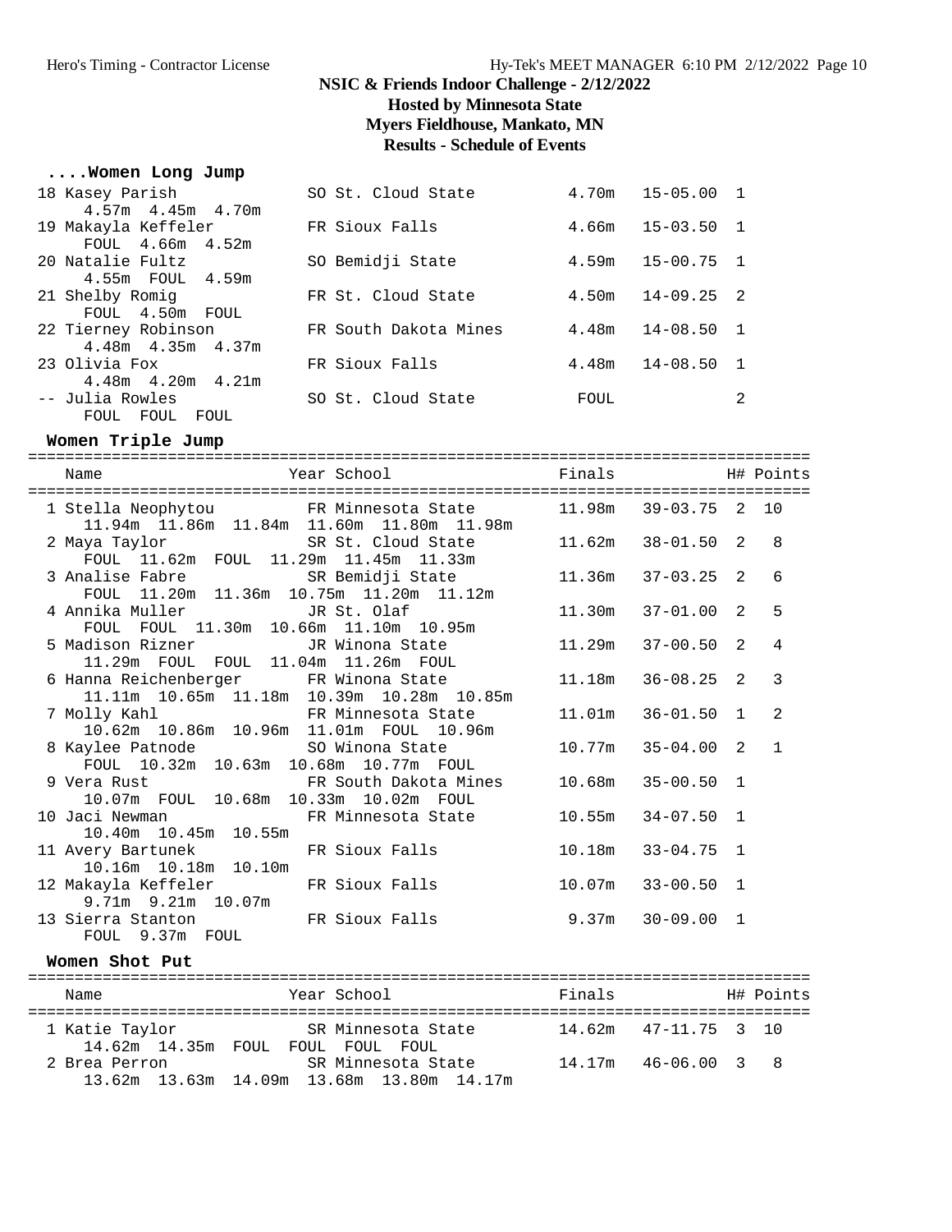# NSIC & Friends Indoor Challenge - 2/12/2022

**Hosted by Minnesota State**

**Myers Fieldhouse, Mankato, MN**

**Results - Schedule of Events**

## ....Women Long Jump

| Place | Name | Year | School | Finals | | H# | Points |
|---|---|---|---|---|---|---|---|
| 18 | Kasey Parish | SO | St. Cloud State | 4.70m | 15-05.00 | 1 | |
| | 4.57m 4.45m 4.70m | | | | | | |
| 19 | Makayla Keffeler | FR | Sioux Falls | 4.66m | 15-03.50 | 1 | |
| | FOUL 4.66m 4.52m | | | | | | |
| 20 | Natalie Fultz | SO | Bemidji State | 4.59m | 15-00.75 | 1 | |
| | 4.55m FOUL 4.59m | | | | | | |
| 21 | Shelby Romig | FR | St. Cloud State | 4.50m | 14-09.25 | 2 | |
| | FOUL 4.50m FOUL | | | | | | |
| 22 | Tierney Robinson | FR | South Dakota Mines | 4.48m | 14-08.50 | 1 | |
| | 4.48m 4.35m 4.37m | | | | | | |
| 23 | Olivia Fox | FR | Sioux Falls | 4.48m | 14-08.50 | 1 | |
| | 4.48m 4.20m 4.21m | | | | | | |
| -- | Julia Rowles | SO | St. Cloud State | FOUL | | 2 | |
| | FOUL FOUL FOUL | | | | | | |

## Women Triple Jump

| Place | Name | Year | School | Finals | | H# | Points |
|---|---|---|---|---|---|---|---|
| 1 | Stella Neophytou | FR | Minnesota State | 11.98m | 39-03.75 | 2 | 10 |
| | 11.94m 11.86m 11.84m 11.60m 11.80m 11.98m | | | | | | |
| 2 | Maya Taylor | SR | St. Cloud State | 11.62m | 38-01.50 | 2 | 8 |
| | FOUL 11.62m FOUL 11.29m 11.45m 11.33m | | | | | | |
| 3 | Analise Fabre | SR | Bemidji State | 11.36m | 37-03.25 | 2 | 6 |
| | FOUL 11.20m 11.36m 10.75m 11.20m 11.12m | | | | | | |
| 4 | Annika Muller | JR | St. Olaf | 11.30m | 37-01.00 | 2 | 5 |
| | FOUL FOUL 11.30m 10.66m 11.10m 10.95m | | | | | | |
| 5 | Madison Rizner | JR | Winona State | 11.29m | 37-00.50 | 2 | 4 |
| | 11.29m FOUL FOUL 11.04m 11.26m FOUL | | | | | | |
| 6 | Hanna Reichenberger | FR | Winona State | 11.18m | 36-08.25 | 2 | 3 |
| | 11.11m 10.65m 11.18m 10.39m 10.28m 10.85m | | | | | | |
| 7 | Molly Kahl | FR | Minnesota State | 11.01m | 36-01.50 | 1 | 2 |
| | 10.62m 10.86m 10.96m 11.01m FOUL 10.96m | | | | | | |
| 8 | Kaylee Patnode | SO | Winona State | 10.77m | 35-04.00 | 2 | 1 |
| | FOUL 10.32m 10.63m 10.68m 10.77m FOUL | | | | | | |
| 9 | Vera Rust | FR | South Dakota Mines | 10.68m | 35-00.50 | 1 | |
| | 10.07m FOUL 10.68m 10.33m 10.02m FOUL | | | | | | |
| 10 | Jaci Newman | FR | Minnesota State | 10.55m | 34-07.50 | 1 | |
| | 10.40m 10.45m 10.55m | | | | | | |
| 11 | Avery Bartunek | FR | Sioux Falls | 10.18m | 33-04.75 | 1 | |
| | 10.16m 10.18m 10.10m | | | | | | |
| 12 | Makayla Keffeler | FR | Sioux Falls | 10.07m | 33-00.50 | 1 | |
| | 9.71m 9.21m 10.07m | | | | | | |
| 13 | Sierra Stanton | FR | Sioux Falls | 9.37m | 30-09.00 | 1 | |
| | FOUL 9.37m FOUL | | | | | | |

## Women Shot Put

| Place | Name | Year | School | Finals | | H# | Points |
|---|---|---|---|---|---|---|---|
| 1 | Katie Taylor | SR | Minnesota State | 14.62m | 47-11.75 | 3 | 10 |
| | 14.62m 14.35m FOUL FOUL FOUL FOUL | | | | | | |
| 2 | Brea Perron | SR | Minnesota State | 14.17m | 46-06.00 | 3 | 8 |
| | 13.62m 13.63m 14.09m 13.68m 13.80m 14.17m | | | | | | |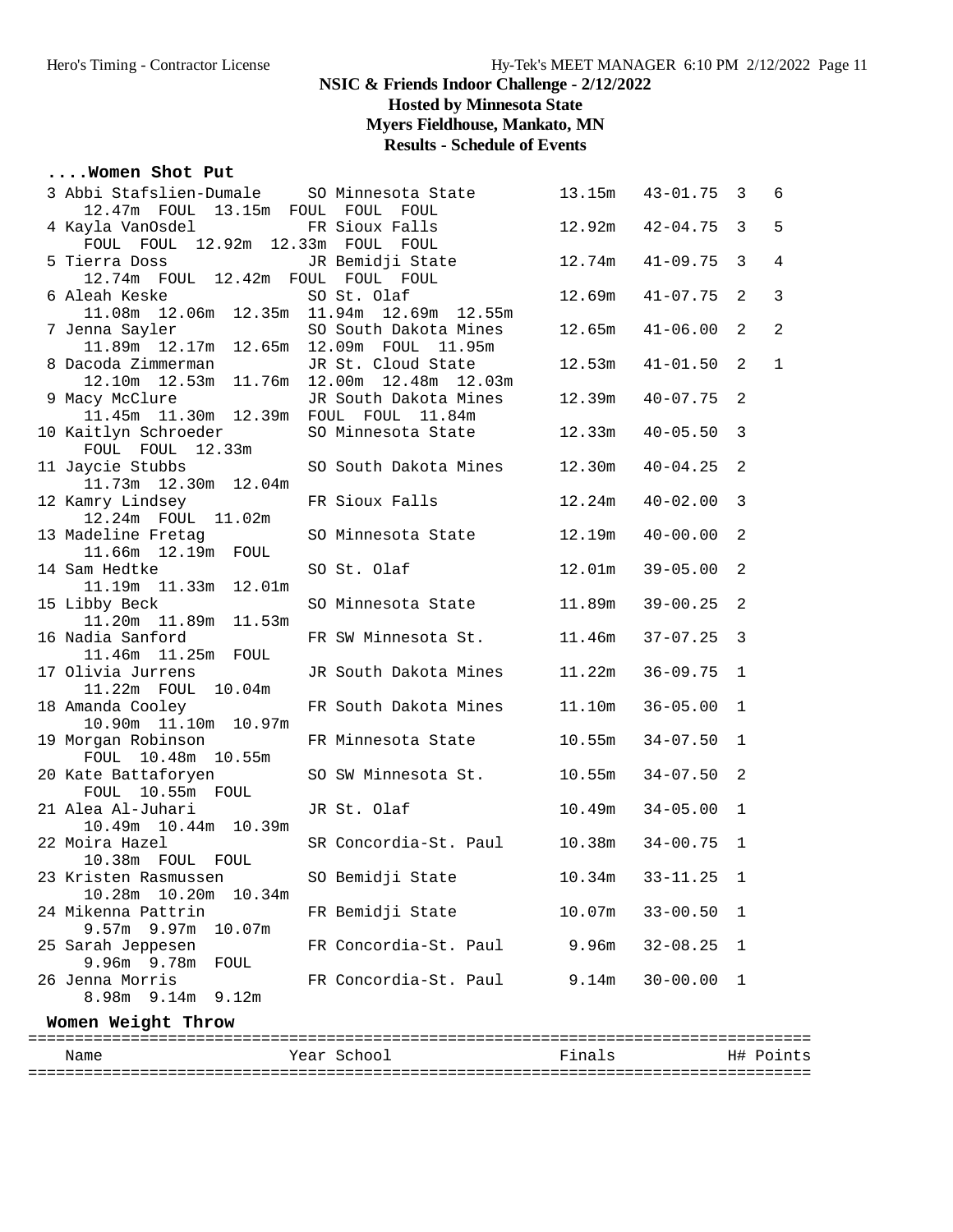# NSIC & Friends Indoor Challenge - 2/12/2022

## Hosted by Minnesota State

## Myers Fieldhouse, Mankato, MN

## Results - Schedule of Events

### ....Women Shot Put

| Place | Name | Year | School | Finals | | H# | Points |
|---|---|---|---|---|---|---|---|
| 3 | Abbi Stafslien-Dumale | SO | Minnesota State | 13.15m | 43-01.75 | 3 | 6 |
| | 12.47m FOUL 13.15m FOUL FOUL FOUL | | | | | | |
| 4 | Kayla VanOsdel | FR | Sioux Falls | 12.92m | 42-04.75 | 3 | 5 |
| | FOUL FOUL 12.92m 12.33m FOUL FOUL | | | | | | |
| 5 | Tierra Doss | JR | Bemidji State | 12.74m | 41-09.75 | 3 | 4 |
| | 12.74m FOUL 12.42m FOUL FOUL FOUL | | | | | | |
| 6 | Aleah Keske | SO | St. Olaf | 12.69m | 41-07.75 | 2 | 3 |
| | 11.08m 12.06m 12.35m 11.94m 12.69m 12.55m | | | | | | |
| 7 | Jenna Sayler | SO | South Dakota Mines | 12.65m | 41-06.00 | 2 | 2 |
| | 11.89m 12.17m 12.65m 12.09m FOUL 11.95m | | | | | | |
| 8 | Dacoda Zimmerman | JR | St. Cloud State | 12.53m | 41-01.50 | 2 | 1 |
| | 12.10m 12.53m 11.76m 12.00m 12.48m 12.03m | | | | | | |
| 9 | Macy McClure | JR | South Dakota Mines | 12.39m | 40-07.75 | 2 | |
| | 11.45m 11.30m 12.39m FOUL FOUL 11.84m | | | | | | |
| 10 | Kaitlyn Schroeder | SO | Minnesota State | 12.33m | 40-05.50 | 3 | |
| | FOUL FOUL 12.33m | | | | | | |
| 11 | Jaycie Stubbs | SO | South Dakota Mines | 12.30m | 40-04.25 | 2 | |
| | 11.73m 12.30m 12.04m | | | | | | |
| 12 | Kamry Lindsey | FR | Sioux Falls | 12.24m | 40-02.00 | 3 | |
| | 12.24m FOUL 11.02m | | | | | | |
| 13 | Madeline Fretag | SO | Minnesota State | 12.19m | 40-00.00 | 2 | |
| | 11.66m 12.19m FOUL | | | | | | |
| 14 | Sam Hedtke | SO | St. Olaf | 12.01m | 39-05.00 | 2 | |
| | 11.19m 11.33m 12.01m | | | | | | |
| 15 | Libby Beck | SO | Minnesota State | 11.89m | 39-00.25 | 2 | |
| | 11.20m 11.89m 11.53m | | | | | | |
| 16 | Nadia Sanford | FR | SW Minnesota St. | 11.46m | 37-07.25 | 3 | |
| | 11.46m 11.25m FOUL | | | | | | |
| 17 | Olivia Jurrens | JR | South Dakota Mines | 11.22m | 36-09.75 | 1 | |
| | 11.22m FOUL 10.04m | | | | | | |
| 18 | Amanda Cooley | FR | South Dakota Mines | 11.10m | 36-05.00 | 1 | |
| | 10.90m 11.10m 10.97m | | | | | | |
| 19 | Morgan Robinson | FR | Minnesota State | 10.55m | 34-07.50 | 1 | |
| | FOUL 10.48m 10.55m | | | | | | |
| 20 | Kate Battaforyen | SO | SW Minnesota St. | 10.55m | 34-07.50 | 2 | |
| | FOUL 10.55m FOUL | | | | | | |
| 21 | Alea Al-Juhari | JR | St. Olaf | 10.49m | 34-05.00 | 1 | |
| | 10.49m 10.44m 10.39m | | | | | | |
| 22 | Moira Hazel | SR | Concordia-St. Paul | 10.38m | 34-00.75 | 1 | |
| | 10.38m FOUL FOUL | | | | | | |
| 23 | Kristen Rasmussen | SO | Bemidji State | 10.34m | 33-11.25 | 1 | |
| | 10.28m 10.20m 10.34m | | | | | | |
| 24 | Mikenna Pattrin | FR | Bemidji State | 10.07m | 33-00.50 | 1 | |
| | 9.57m 9.97m 10.07m | | | | | | |
| 25 | Sarah Jeppesen | FR | Concordia-St. Paul | 9.96m | 32-08.25 | 1 | |
| | 9.96m 9.78m FOUL | | | | | | |
| 26 | Jenna Morris | FR | Concordia-St. Paul | 9.14m | 30-00.00 | 1 | |
| | 8.98m 9.14m 9.12m | | | | | | |

### Women Weight Throw

| Name | Year | School | Finals | H# | Points |
|---|---|---|---|---|---|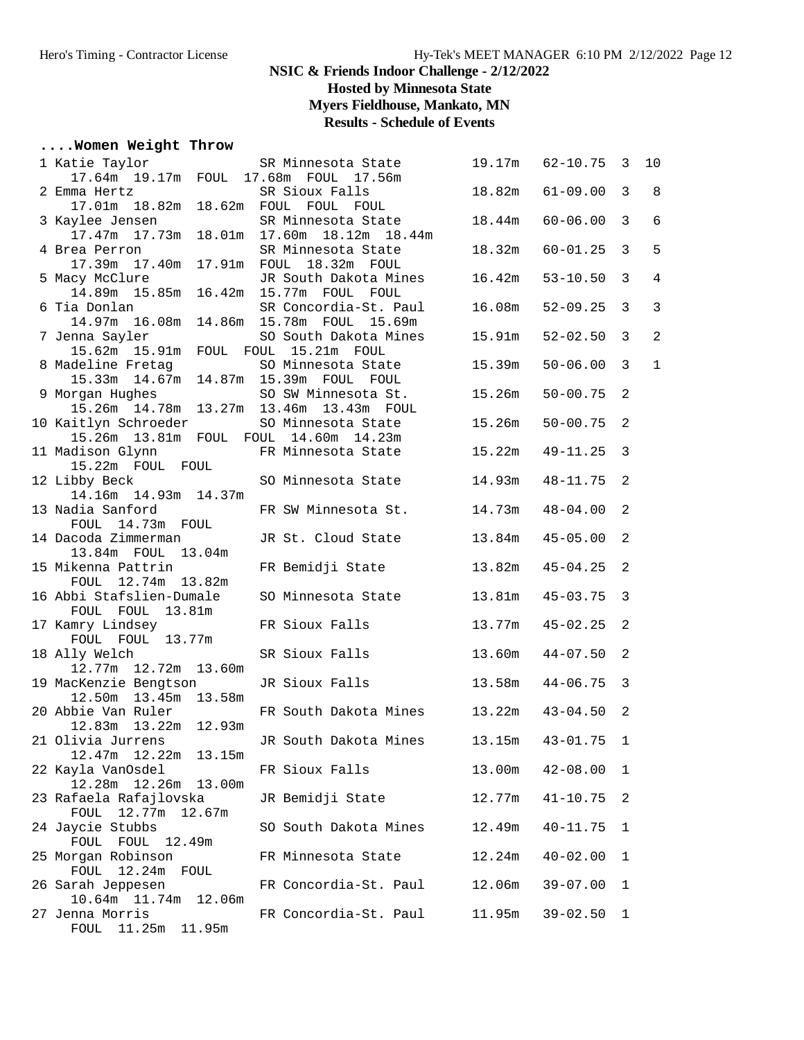# NSIC & Friends Indoor Challenge - 2/12/2022

**Hosted by Minnesota State**

**Myers Fieldhouse, Mankato, MN**

**Results - Schedule of Events**

### ....Women Weight Throw

```
  1 Katie Taylor             SR Minnesota State        19.17m   62-10.75  3  10
     17.64m  19.17m  FOUL  17.68m  FOUL  17.56m
  2 Emma Hertz               SR Sioux Falls            18.82m   61-09.00  3   8
     17.01m  18.82m  18.62m  FOUL  FOUL  FOUL
  3 Kaylee Jensen            SR Minnesota State        18.44m   60-06.00  3   6
     17.47m  17.73m  18.01m  17.60m  18.12m  18.44m
  4 Brea Perron              SR Minnesota State        18.32m   60-01.25  3   5
     17.39m  17.40m  17.91m  FOUL  18.32m  FOUL
  5 Macy McClure             JR South Dakota Mines     16.42m   53-10.50  3   4
     14.89m  15.85m  16.42m  15.77m  FOUL  FOUL
  6 Tia Donlan               SR Concordia-St. Paul     16.08m   52-09.25  3   3
     14.97m  16.08m  14.86m  15.78m  FOUL  15.69m
  7 Jenna Sayler             SO South Dakota Mines     15.91m   52-02.50  3   2
     15.62m  15.91m  FOUL  FOUL  15.21m  FOUL
  8 Madeline Fretag          SO Minnesota State        15.39m   50-06.00  3   1
     15.33m  14.67m  14.87m  15.39m  FOUL  FOUL
  9 Morgan Hughes            SO SW Minnesota St.       15.26m   50-00.75  2
     15.26m  14.78m  13.27m  13.46m  13.43m  FOUL
 10 Kaitlyn Schroeder        SO Minnesota State        15.26m   50-00.75  2
     15.26m  13.81m  FOUL  FOUL  14.60m  14.23m
 11 Madison Glynn            FR Minnesota State        15.22m   49-11.25  3
     15.22m  FOUL  FOUL
 12 Libby Beck               SO Minnesota State        14.93m   48-11.75  2
     14.16m  14.93m  14.37m
 13 Nadia Sanford            FR SW Minnesota St.       14.73m   48-04.00  2
     FOUL  14.73m  FOUL
 14 Dacoda Zimmerman         JR St. Cloud State        13.84m   45-05.00  2
     13.84m  FOUL  13.04m
 15 Mikenna Pattrin          FR Bemidji State          13.82m   45-04.25  2
     FOUL  12.74m  13.82m
 16 Abbi Stafslien-Dumale    SO Minnesota State        13.81m   45-03.75  3
     FOUL  FOUL  13.81m
 17 Kamry Lindsey            FR Sioux Falls            13.77m   45-02.25  2
     FOUL  FOUL  13.77m
 18 Ally Welch               SR Sioux Falls            13.60m   44-07.50  2
     12.77m  12.72m  13.60m
 19 MacKenzie Bengtson       JR Sioux Falls            13.58m   44-06.75  3
     12.50m  13.45m  13.58m
 20 Abbie Van Ruler          FR South Dakota Mines     13.22m   43-04.50  2
     12.83m  13.22m  12.93m
 21 Olivia Jurrens           JR South Dakota Mines     13.15m   43-01.75  1
     12.47m  12.22m  13.15m
 22 Kayla VanOsdel           FR Sioux Falls            13.00m   42-08.00  1
     12.28m  12.26m  13.00m
 23 Rafaela Rafajlovska      JR Bemidji State          12.77m   41-10.75  2
     FOUL  12.77m  12.67m
 24 Jaycie Stubbs            SO South Dakota Mines     12.49m   40-11.75  1
     FOUL  FOUL  12.49m
 25 Morgan Robinson          FR Minnesota State        12.24m   40-02.00  1
     FOUL  12.24m  FOUL
 26 Sarah Jeppesen           FR Concordia-St. Paul     12.06m   39-07.00  1
     10.64m  11.74m  12.06m
 27 Jenna Morris             FR Concordia-St. Paul     11.95m   39-02.50  1
     FOUL  11.25m  11.95m
```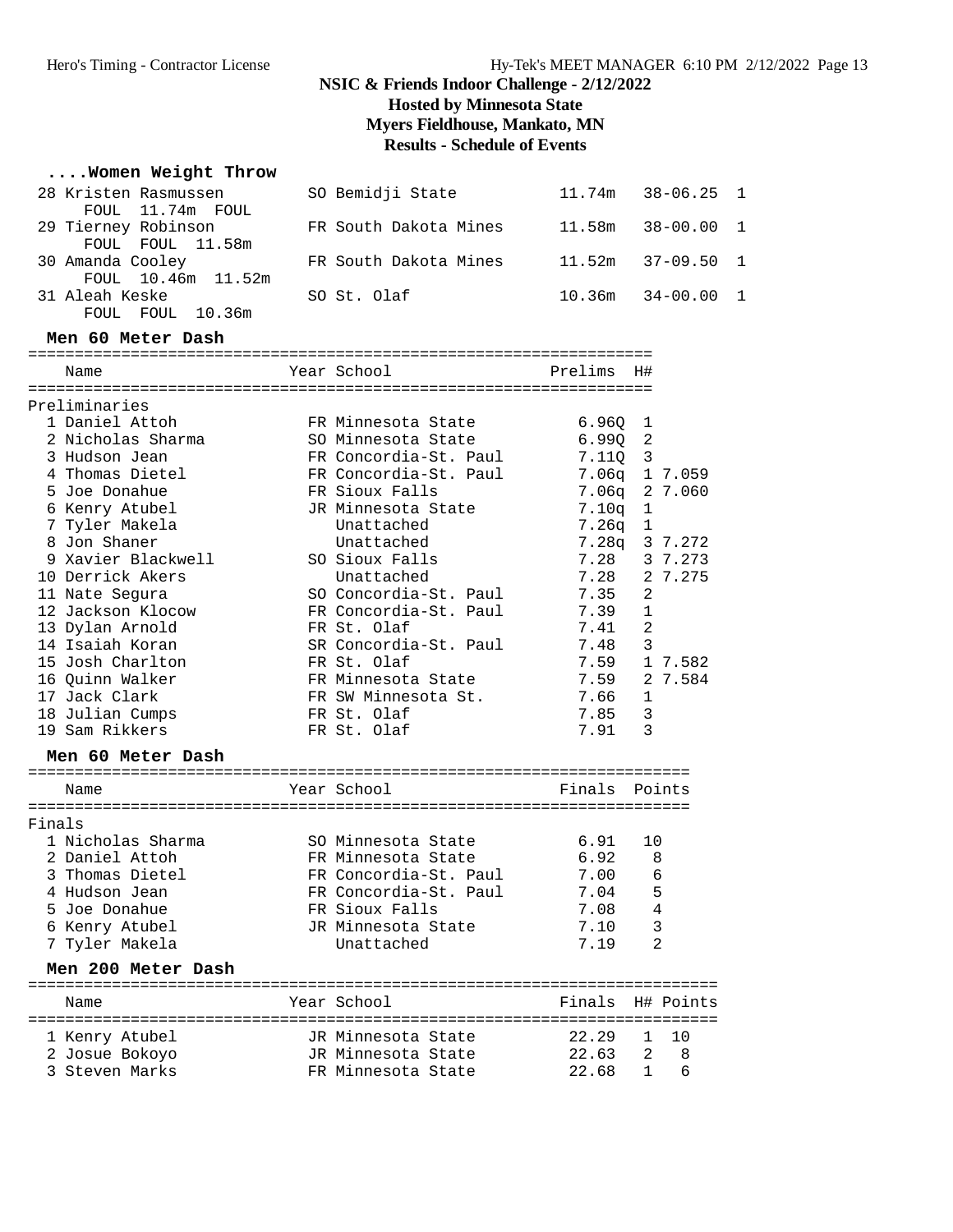# NSIC & Friends Indoor Challenge - 2/12/2022

## Hosted by Minnesota State

## Myers Fieldhouse, Mankato, MN

## Results - Schedule of Events

### ....Women Weight Throw

| Place | Name | Year | School | Mark | Feet | H# |
|---|---|---|---|---|---|---|
| 28 | Kristen Rasmussen | SO | Bemidji State | 11.74m | 38-06.25 | 1 |
| | FOUL 11.74m FOUL | | | | | |
| 29 | Tierney Robinson | FR | South Dakota Mines | 11.58m | 38-00.00 | 1 |
| | FOUL FOUL 11.58m | | | | | |
| 30 | Amanda Cooley | FR | South Dakota Mines | 11.52m | 37-09.50 | 1 |
| | FOUL 10.46m 11.52m | | | | | |
| 31 | Aleah Keske | SO | St. Olaf | 10.36m | 34-00.00 | 1 |
| | FOUL FOUL 10.36m | | | | | |

### Men 60 Meter Dash

Preliminaries

| Place | Name | Year | School | Prelims | H# | |
|---|---|---|---|---|---|---|
| 1 | Daniel Attoh | FR | Minnesota State | 6.96Q | 1 | |
| 2 | Nicholas Sharma | SO | Minnesota State | 6.99Q | 2 | |
| 3 | Hudson Jean | FR | Concordia-St. Paul | 7.11Q | 3 | |
| 4 | Thomas Dietel | FR | Concordia-St. Paul | 7.06q | 1 | 7.059 |
| 5 | Joe Donahue | FR | Sioux Falls | 7.06q | 2 | 7.060 |
| 6 | Kenry Atubel | JR | Minnesota State | 7.10q | 1 | |
| 7 | Tyler Makela | | Unattached | 7.26q | 1 | |
| 8 | Jon Shaner | | Unattached | 7.28q | 3 | 7.272 |
| 9 | Xavier Blackwell | SO | Sioux Falls | 7.28 | 3 | 7.273 |
| 10 | Derrick Akers | | Unattached | 7.28 | 2 | 7.275 |
| 11 | Nate Segura | SO | Concordia-St. Paul | 7.35 | 2 | |
| 12 | Jackson Klocow | FR | Concordia-St. Paul | 7.39 | 1 | |
| 13 | Dylan Arnold | FR | St. Olaf | 7.41 | 2 | |
| 14 | Isaiah Koran | SR | Concordia-St. Paul | 7.48 | 3 | |
| 15 | Josh Charlton | FR | St. Olaf | 7.59 | 1 | 7.582 |
| 16 | Quinn Walker | FR | Minnesota State | 7.59 | 2 | 7.584 |
| 17 | Jack Clark | FR | SW Minnesota St. | 7.66 | 1 | |
| 18 | Julian Cumps | FR | St. Olaf | 7.85 | 3 | |
| 19 | Sam Rikkers | FR | St. Olaf | 7.91 | 3 | |

### Men 60 Meter Dash

Finals

| Place | Name | Year | School | Finals | Points |
|---|---|---|---|---|---|
| 1 | Nicholas Sharma | SO | Minnesota State | 6.91 | 10 |
| 2 | Daniel Attoh | FR | Minnesota State | 6.92 | 8 |
| 3 | Thomas Dietel | FR | Concordia-St. Paul | 7.00 | 6 |
| 4 | Hudson Jean | FR | Concordia-St. Paul | 7.04 | 5 |
| 5 | Joe Donahue | FR | Sioux Falls | 7.08 | 4 |
| 6 | Kenry Atubel | JR | Minnesota State | 7.10 | 3 |
| 7 | Tyler Makela | | Unattached | 7.19 | 2 |

### Men 200 Meter Dash

| Place | Name | Year | School | Finals | H# | Points |
|---|---|---|---|---|---|---|
| 1 | Kenry Atubel | JR | Minnesota State | 22.29 | 1 | 10 |
| 2 | Josue Bokoyo | JR | Minnesota State | 22.63 | 2 | 8 |
| 3 | Steven Marks | FR | Minnesota State | 22.68 | 1 | 6 |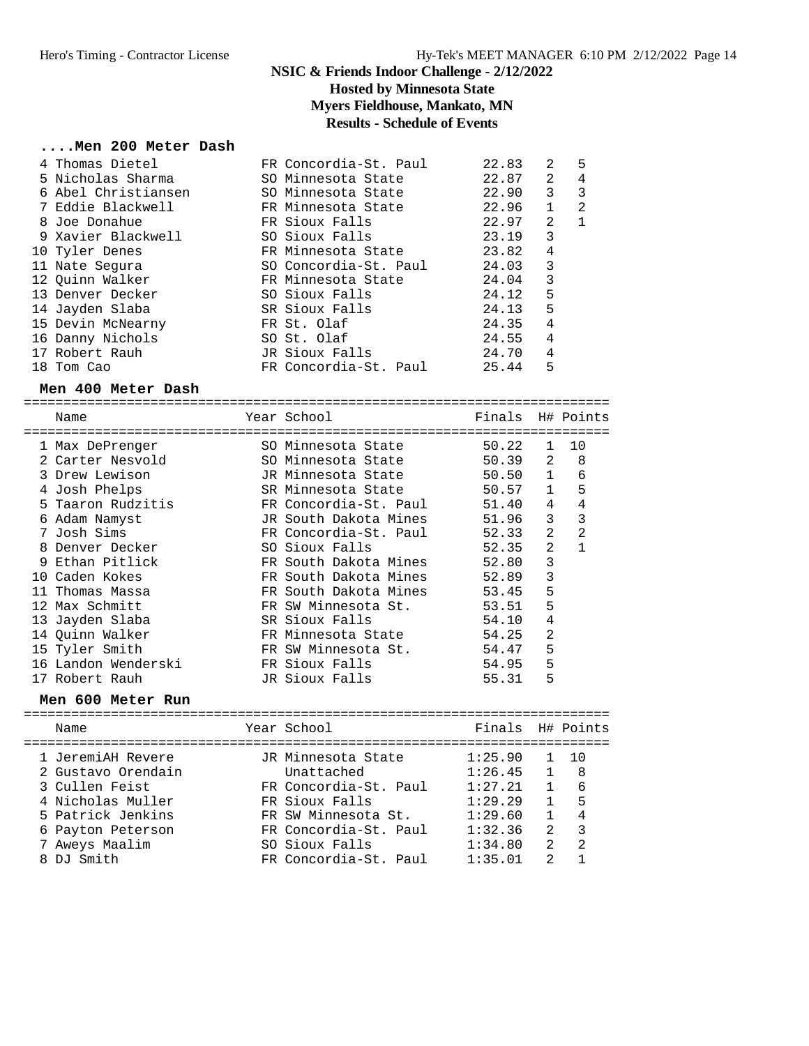# NSIC & Friends Indoor Challenge - 2/12/2022

## Hosted by Minnesota State

## Myers Fieldhouse, Mankato, MN

## Results - Schedule of Events

### ....Men 200 Meter Dash

| Place | Name | Year | School | Finals | H# | Points |
|---|---|---|---|---|---|---|
| 4 | Thomas Dietel | FR | Concordia-St. Paul | 22.83 | 2 | 5 |
| 5 | Nicholas Sharma | SO | Minnesota State | 22.87 | 2 | 4 |
| 6 | Abel Christiansen | SO | Minnesota State | 22.90 | 3 | 3 |
| 7 | Eddie Blackwell | FR | Minnesota State | 22.96 | 1 | 2 |
| 8 | Joe Donahue | FR | Sioux Falls | 22.97 | 2 | 1 |
| 9 | Xavier Blackwell | SO | Sioux Falls | 23.19 | 3 | |
| 10 | Tyler Denes | FR | Minnesota State | 23.82 | 4 | |
| 11 | Nate Segura | SO | Concordia-St. Paul | 24.03 | 3 | |
| 12 | Quinn Walker | FR | Minnesota State | 24.04 | 3 | |
| 13 | Denver Decker | SO | Sioux Falls | 24.12 | 5 | |
| 14 | Jayden Slaba | SR | Sioux Falls | 24.13 | 5 | |
| 15 | Devin McNearny | FR | St. Olaf | 24.35 | 4 | |
| 16 | Danny Nichols | SO | St. Olaf | 24.55 | 4 | |
| 17 | Robert Rauh | JR | Sioux Falls | 24.70 | 4 | |
| 18 | Tom Cao | FR | Concordia-St. Paul | 25.44 | 5 | |

### Men 400 Meter Dash

| Place | Name | Year | School | Finals | H# | Points |
|---|---|---|---|---|---|---|
| 1 | Max DePrenger | SO | Minnesota State | 50.22 | 1 | 10 |
| 2 | Carter Nesvold | SO | Minnesota State | 50.39 | 2 | 8 |
| 3 | Drew Lewison | JR | Minnesota State | 50.50 | 1 | 6 |
| 4 | Josh Phelps | SR | Minnesota State | 50.57 | 1 | 5 |
| 5 | Taaron Rudzitis | FR | Concordia-St. Paul | 51.40 | 4 | 4 |
| 6 | Adam Namyst | JR | South Dakota Mines | 51.96 | 3 | 3 |
| 7 | Josh Sims | FR | Concordia-St. Paul | 52.33 | 2 | 2 |
| 8 | Denver Decker | SO | Sioux Falls | 52.35 | 2 | 1 |
| 9 | Ethan Pitlick | FR | South Dakota Mines | 52.80 | 3 | |
| 10 | Caden Kokes | FR | South Dakota Mines | 52.89 | 3 | |
| 11 | Thomas Massa | FR | South Dakota Mines | 53.45 | 5 | |
| 12 | Max Schmitt | FR | SW Minnesota St. | 53.51 | 5 | |
| 13 | Jayden Slaba | SR | Sioux Falls | 54.10 | 4 | |
| 14 | Quinn Walker | FR | Minnesota State | 54.25 | 2 | |
| 15 | Tyler Smith | FR | SW Minnesota St. | 54.47 | 5 | |
| 16 | Landon Wenderski | FR | Sioux Falls | 54.95 | 5 | |
| 17 | Robert Rauh | JR | Sioux Falls | 55.31 | 5 | |

### Men 600 Meter Run

| Place | Name | Year | School | Finals | H# | Points |
|---|---|---|---|---|---|---|
| 1 | JeremiAH Revere | JR | Minnesota State | 1:25.90 | 1 | 10 |
| 2 | Gustavo Orendain | | Unattached | 1:26.45 | 1 | 8 |
| 3 | Cullen Feist | FR | Concordia-St. Paul | 1:27.21 | 1 | 6 |
| 4 | Nicholas Muller | FR | Sioux Falls | 1:29.29 | 1 | 5 |
| 5 | Patrick Jenkins | FR | SW Minnesota St. | 1:29.60 | 1 | 4 |
| 6 | Payton Peterson | FR | Concordia-St. Paul | 1:32.36 | 2 | 3 |
| 7 | Aweys Maalim | SO | Sioux Falls | 1:34.80 | 2 | 2 |
| 8 | DJ Smith | FR | Concordia-St. Paul | 1:35.01 | 2 | 1 |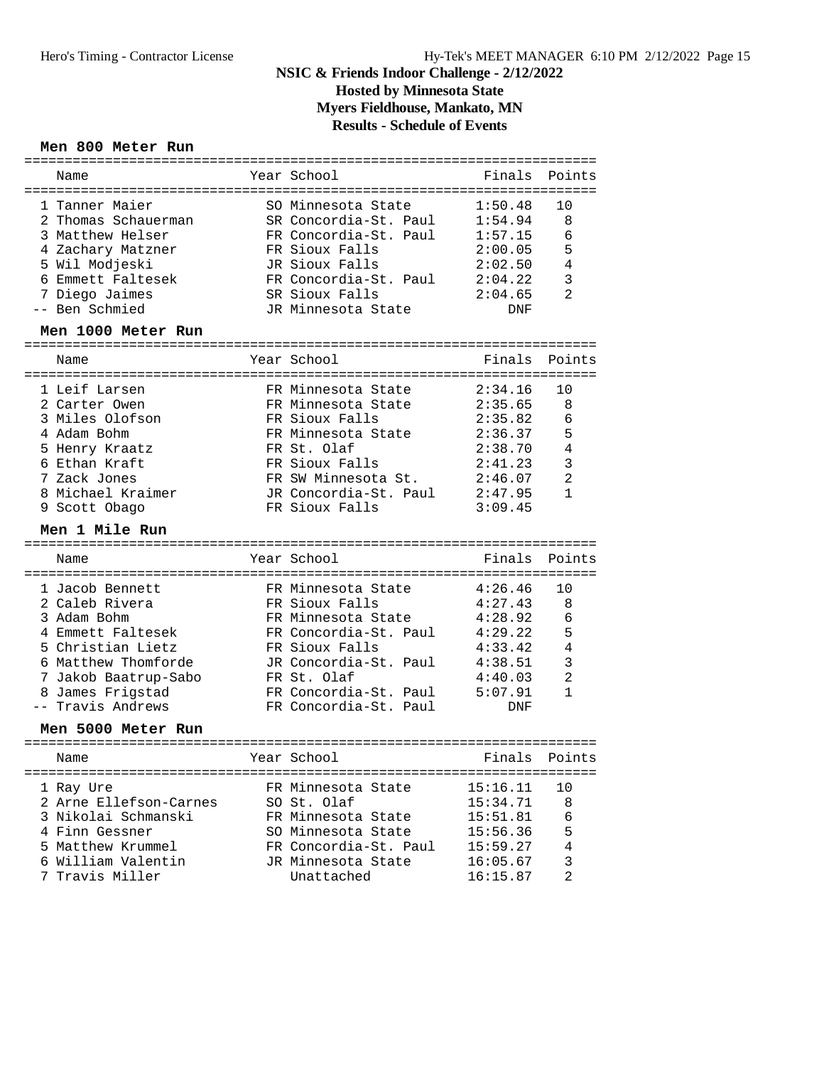# NSIC & Friends Indoor Challenge - 2/12/2022

## Hosted by Minnesota State

## Myers Fieldhouse, Mankato, MN

## Results - Schedule of Events

### Men 800 Meter Run

| Place | Name | Year | School | Finals | Points |
|---|---|---|---|---|---|
| 1 | Tanner Maier | SO | Minnesota State | 1:50.48 | 10 |
| 2 | Thomas Schauerman | SR | Concordia-St. Paul | 1:54.94 | 8 |
| 3 | Matthew Helser | FR | Concordia-St. Paul | 1:57.15 | 6 |
| 4 | Zachary Matzner | FR | Sioux Falls | 2:00.05 | 5 |
| 5 | Wil Modjeski | JR | Sioux Falls | 2:02.50 | 4 |
| 6 | Emmett Faltesek | FR | Concordia-St. Paul | 2:04.22 | 3 |
| 7 | Diego Jaimes | SR | Sioux Falls | 2:04.65 | 2 |
| -- | Ben Schmied | JR | Minnesota State | DNF | |

### Men 1000 Meter Run

| Place | Name | Year | School | Finals | Points |
|---|---|---|---|---|---|
| 1 | Leif Larsen | FR | Minnesota State | 2:34.16 | 10 |
| 2 | Carter Owen | FR | Minnesota State | 2:35.65 | 8 |
| 3 | Miles Olofson | FR | Sioux Falls | 2:35.82 | 6 |
| 4 | Adam Bohm | FR | Minnesota State | 2:36.37 | 5 |
| 5 | Henry Kraatz | FR | St. Olaf | 2:38.70 | 4 |
| 6 | Ethan Kraft | FR | Sioux Falls | 2:41.23 | 3 |
| 7 | Zack Jones | FR | SW Minnesota St. | 2:46.07 | 2 |
| 8 | Michael Kraimer | JR | Concordia-St. Paul | 2:47.95 | 1 |
| 9 | Scott Obago | FR | Sioux Falls | 3:09.45 | |

### Men 1 Mile Run

| Place | Name | Year | School | Finals | Points |
|---|---|---|---|---|---|
| 1 | Jacob Bennett | FR | Minnesota State | 4:26.46 | 10 |
| 2 | Caleb Rivera | FR | Sioux Falls | 4:27.43 | 8 |
| 3 | Adam Bohm | FR | Minnesota State | 4:28.92 | 6 |
| 4 | Emmett Faltesek | FR | Concordia-St. Paul | 4:29.22 | 5 |
| 5 | Christian Lietz | FR | Sioux Falls | 4:33.42 | 4 |
| 6 | Matthew Thomforde | JR | Concordia-St. Paul | 4:38.51 | 3 |
| 7 | Jakob Baatrup-Sabo | FR | St. Olaf | 4:40.03 | 2 |
| 8 | James Frigstad | FR | Concordia-St. Paul | 5:07.91 | 1 |
| -- | Travis Andrews | FR | Concordia-St. Paul | DNF | |

### Men 5000 Meter Run

| Place | Name | Year | School | Finals | Points |
|---|---|---|---|---|---|
| 1 | Ray Ure | FR | Minnesota State | 15:16.11 | 10 |
| 2 | Arne Ellefson-Carnes | SO | St. Olaf | 15:34.71 | 8 |
| 3 | Nikolai Schmanski | FR | Minnesota State | 15:51.81 | 6 |
| 4 | Finn Gessner | SO | Minnesota State | 15:56.36 | 5 |
| 5 | Matthew Krummel | FR | Concordia-St. Paul | 15:59.27 | 4 |
| 6 | William Valentin | JR | Minnesota State | 16:05.67 | 3 |
| 7 | Travis Miller | | Unattached | 16:15.87 | 2 |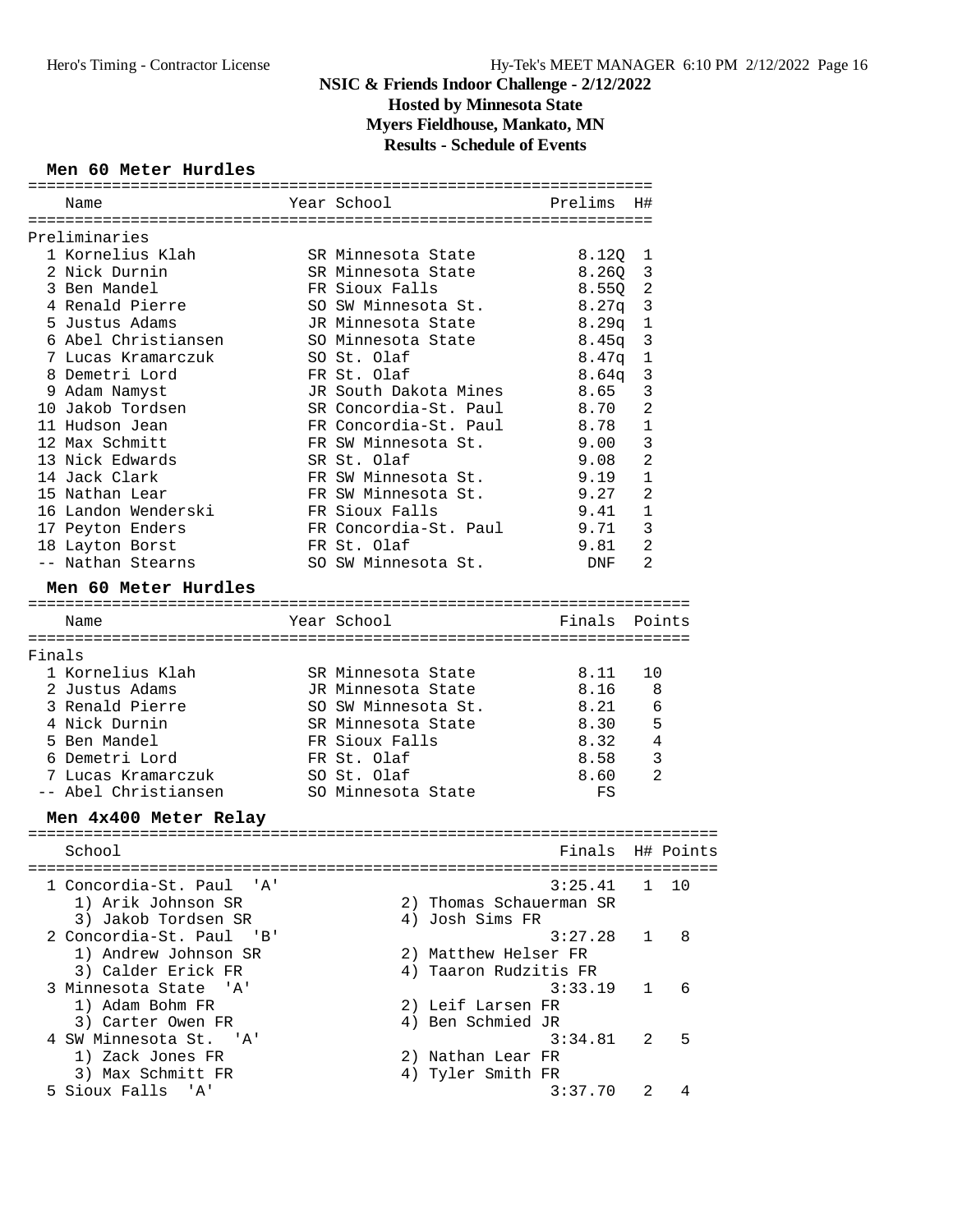# NSIC & Friends Indoor Challenge - 2/12/2022

## Hosted by Minnesota State

## Myers Fieldhouse, Mankato, MN

## Results - Schedule of Events

### Men 60 Meter Hurdles

Preliminaries

| Place | Name | Year | School | Prelims | H# |
|---|---|---|---|---|---|
| 1 | Kornelius Klah | SR | Minnesota State | 8.12Q | 1 |
| 2 | Nick Durnin | SR | Minnesota State | 8.26Q | 3 |
| 3 | Ben Mandel | FR | Sioux Falls | 8.55Q | 2 |
| 4 | Renald Pierre | SO | SW Minnesota St. | 8.27q | 3 |
| 5 | Justus Adams | JR | Minnesota State | 8.29q | 1 |
| 6 | Abel Christiansen | SO | Minnesota State | 8.45q | 3 |
| 7 | Lucas Kramarczuk | SO | St. Olaf | 8.47q | 1 |
| 8 | Demetri Lord | FR | St. Olaf | 8.64q | 3 |
| 9 | Adam Namyst | JR | South Dakota Mines | 8.65 | 3 |
| 10 | Jakob Tordsen | SR | Concordia-St. Paul | 8.70 | 2 |
| 11 | Hudson Jean | FR | Concordia-St. Paul | 8.78 | 1 |
| 12 | Max Schmitt | FR | SW Minnesota St. | 9.00 | 3 |
| 13 | Nick Edwards | SR | St. Olaf | 9.08 | 2 |
| 14 | Jack Clark | FR | SW Minnesota St. | 9.19 | 1 |
| 15 | Nathan Lear | FR | SW Minnesota St. | 9.27 | 2 |
| 16 | Landon Wenderski | FR | Sioux Falls | 9.41 | 1 |
| 17 | Peyton Enders | FR | Concordia-St. Paul | 9.71 | 3 |
| 18 | Layton Borst | FR | St. Olaf | 9.81 | 2 |
| -- | Nathan Stearns | SO | SW Minnesota St. | DNF | 2 |

### Men 60 Meter Hurdles

Finals

| Place | Name | Year | School | Finals | Points |
|---|---|---|---|---|---|
| 1 | Kornelius Klah | SR | Minnesota State | 8.11 | 10 |
| 2 | Justus Adams | JR | Minnesota State | 8.16 | 8 |
| 3 | Renald Pierre | SO | SW Minnesota St. | 8.21 | 6 |
| 4 | Nick Durnin | SR | Minnesota State | 8.30 | 5 |
| 5 | Ben Mandel | FR | Sioux Falls | 8.32 | 4 |
| 6 | Demetri Lord | FR | St. Olaf | 8.58 | 3 |
| 7 | Lucas Kramarczuk | SO | St. Olaf | 8.60 | 2 |
| -- | Abel Christiansen | SO | Minnesota State | FS | |

### Men 4x400 Meter Relay

| Place | School | Finals | H# | Points |
|---|---|---|---|---|
| 1 | Concordia-St. Paul 'A' | 3:25.41 | 1 | 10 |
| | 1) Arik Johnson SR, 2) Thomas Schauerman SR, 3) Jakob Tordsen SR, 4) Josh Sims FR | | | |
| 2 | Concordia-St. Paul 'B' | 3:27.28 | 1 | 8 |
| | 1) Andrew Johnson SR, 2) Matthew Helser FR, 3) Calder Erick FR, 4) Taaron Rudzitis FR | | | |
| 3 | Minnesota State 'A' | 3:33.19 | 1 | 6 |
| | 1) Adam Bohm FR, 2) Leif Larsen FR, 3) Carter Owen FR, 4) Ben Schmied JR | | | |
| 4 | SW Minnesota St. 'A' | 3:34.81 | 2 | 5 |
| | 1) Zack Jones FR, 2) Nathan Lear FR, 3) Max Schmitt FR, 4) Tyler Smith FR | | | |
| 5 | Sioux Falls 'A' | 3:37.70 | 2 | 4 |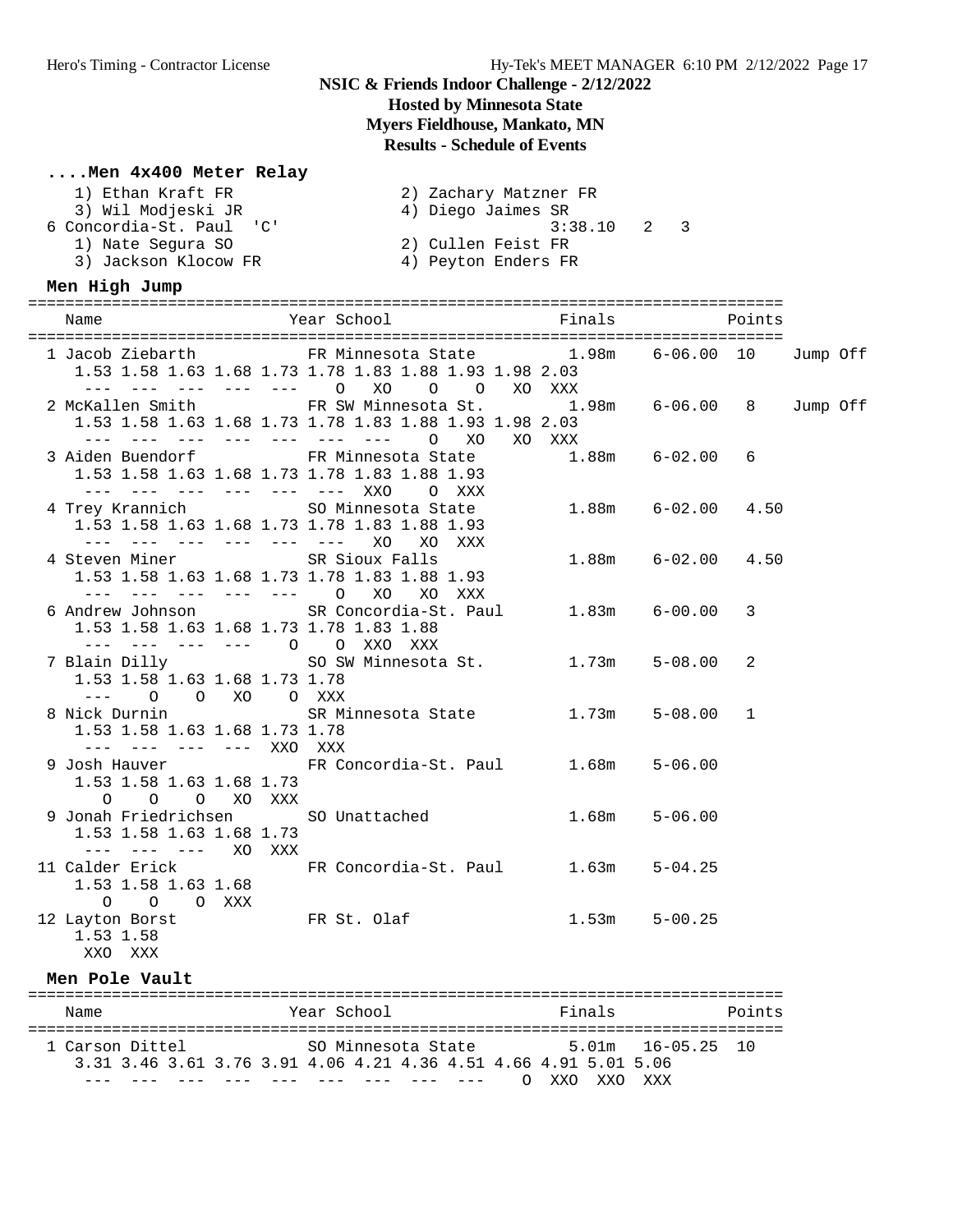## NSIC & Friends Indoor Challenge - 2/12/2022

**Hosted by Minnesota State**
**Myers Fieldhouse, Mankato, MN**
**Results - Schedule of Events**

### ....Men 4x400 Meter Relay

```
   1) Ethan Kraft FR                 2) Zachary Matzner FR
   3) Wil Modjeski JR                4) Diego Jaimes SR
 6 Concordia-St. Paul  'C'                     3:38.10   2   3
   1) Nate Segura SO                 2) Cullen Feist FR
   3) Jackson Klocow FR              4) Peyton Enders FR
```

### Men High Jump

```
================================================================================
    Name                    Year School                  Finals          Points
================================================================================
  1 Jacob Ziebarth          FR Minnesota State          1.98m    6-06.00  10    Jump Off
     1.53 1.58 1.63 1.68 1.73 1.78 1.83 1.88 1.93 1.98 2.03
      ---  ---  ---  ---  ---    O   XO    O    O   XO  XXX
  2 McKallen Smith          FR SW Minnesota St.         1.98m    6-06.00   8    Jump Off
     1.53 1.58 1.63 1.68 1.73 1.78 1.83 1.88 1.93 1.98 2.03
      ---  ---  ---  ---  ---  ---  ---    O   XO   XO  XXX
  3 Aiden Buendorf          FR Minnesota State          1.88m    6-02.00   6
     1.53 1.58 1.63 1.68 1.73 1.78 1.83 1.88 1.93
      ---  ---  ---  ---  ---  ---  XXO    O  XXX
  4 Trey Krannich           SO Minnesota State          1.88m    6-02.00   4.50
     1.53 1.58 1.63 1.68 1.73 1.78 1.83 1.88 1.93
      ---  ---  ---  ---  ---  ---   XO   XO  XXX
  4 Steven Miner            SR Sioux Falls              1.88m    6-02.00   4.50
     1.53 1.58 1.63 1.68 1.73 1.78 1.83 1.88 1.93
      ---  ---  ---  ---  ---    O   XO   XO  XXX
  6 Andrew Johnson          SR Concordia-St. Paul       1.83m    6-00.00   3
     1.53 1.58 1.63 1.68 1.73 1.78 1.83 1.88
      ---  ---  ---  ---    O    O  XXO  XXX
  7 Blain Dilly             SO SW Minnesota St.         1.73m    5-08.00   2
     1.53 1.58 1.63 1.68 1.73 1.78
      ---    O    O   XO    O  XXX
  8 Nick Durnin             SR Minnesota State          1.73m    5-08.00   1
     1.53 1.58 1.63 1.68 1.73 1.78
      ---  ---  ---  ---  XXO  XXX
  9 Josh Hauver             FR Concordia-St. Paul       1.68m    5-06.00
     1.53 1.58 1.63 1.68 1.73
        O    O    O   XO  XXX
  9 Jonah Friedrichsen      SO Unattached               1.68m    5-06.00
     1.53 1.58 1.63 1.68 1.73
      ---  ---  ---   XO  XXX
 11 Calder Erick            FR Concordia-St. Paul       1.63m    5-04.25
     1.53 1.58 1.63 1.68
        O    O    O  XXX
 12 Layton Borst            FR St. Olaf                 1.53m    5-00.25
     1.53 1.58
      XXO  XXX
```

### Men Pole Vault

```
================================================================================
    Name                    Year School                  Finals          Points
================================================================================
  1 Carson Dittel           SO Minnesota State          5.01m   16-05.25  10
     3.31 3.46 3.61 3.76 3.91 4.06 4.21 4.36 4.51 4.66 4.91 5.01 5.06
      ---  ---  ---  ---  ---  ---  ---  ---  ---    O  XXO  XXO  XXX
```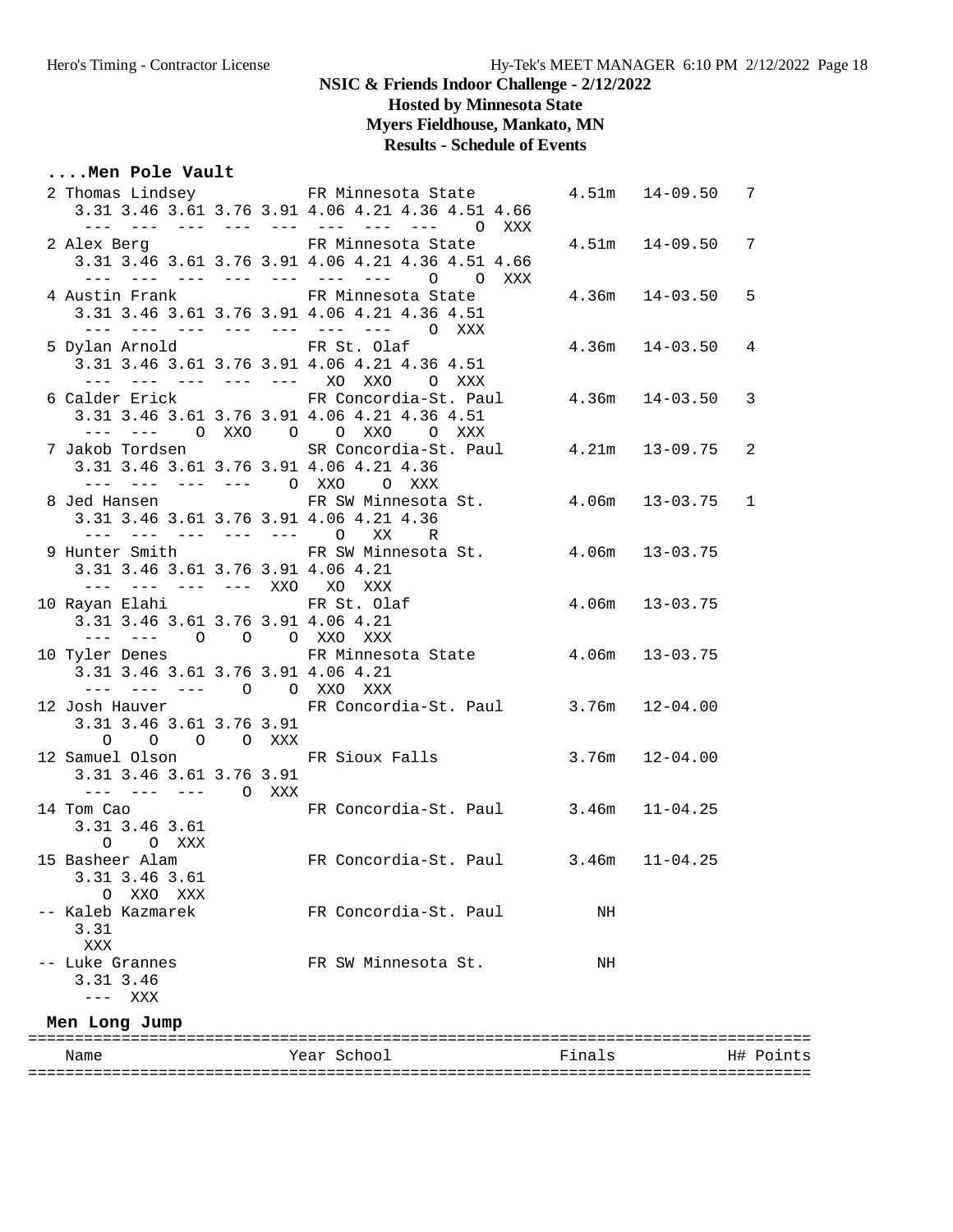### ....Men Pole Vault

```
  2 Thomas Lindsey          FR Minnesota State         4.51m   14-09.50   7
     3.31 3.46 3.61 3.76 3.91 4.06 4.21 4.36 4.51 4.66
      ---  ---  ---  ---  ---  ---  ---  ---    O  XXX
  2 Alex Berg               FR Minnesota State         4.51m   14-09.50   7
     3.31 3.46 3.61 3.76 3.91 4.06 4.21 4.36 4.51 4.66
      ---  ---  ---  ---  ---  ---  ---    O    O  XXX
  4 Austin Frank            FR Minnesota State         4.36m   14-03.50   5
     3.31 3.46 3.61 3.76 3.91 4.06 4.21 4.36 4.51
      ---  ---  ---  ---  ---  ---  ---    O  XXX
  5 Dylan Arnold            FR St. Olaf                4.36m   14-03.50   4
     3.31 3.46 3.61 3.76 3.91 4.06 4.21 4.36 4.51
      ---  ---  ---  ---  ---   XO  XXO    O  XXX
  6 Calder Erick            FR Concordia-St. Paul      4.36m   14-03.50   3
     3.31 3.46 3.61 3.76 3.91 4.06 4.21 4.36 4.51
      ---  ---    O  XXO    O    O  XXO    O  XXX
  7 Jakob Tordsen           SR Concordia-St. Paul      4.21m   13-09.75   2
     3.31 3.46 3.61 3.76 3.91 4.06 4.21 4.36
      ---  ---  ---  ---    O  XXO    O  XXX
  8 Jed Hansen              FR SW Minnesota St.        4.06m   13-03.75   1
     3.31 3.46 3.61 3.76 3.91 4.06 4.21 4.36
      ---  ---  ---  ---  ---    O   XX    R
  9 Hunter Smith            FR SW Minnesota St.        4.06m   13-03.75
     3.31 3.46 3.61 3.76 3.91 4.06 4.21
      ---  ---  ---  ---  XXO   XO  XXX
 10 Rayan Elahi             FR St. Olaf                4.06m   13-03.75
     3.31 3.46 3.61 3.76 3.91 4.06 4.21
      ---  ---    O    O    O  XXO  XXX
 10 Tyler Denes             FR Minnesota State         4.06m   13-03.75
     3.31 3.46 3.61 3.76 3.91 4.06 4.21
      ---  ---  ---    O    O  XXO  XXX
 12 Josh Hauver             FR Concordia-St. Paul      3.76m   12-04.00
     3.31 3.46 3.61 3.76 3.91
        O    O    O    O  XXX
 12 Samuel Olson            FR Sioux Falls             3.76m   12-04.00
     3.31 3.46 3.61 3.76 3.91
      ---  ---  ---    O  XXX
 14 Tom Cao                 FR Concordia-St. Paul      3.46m   11-04.25
     3.31 3.46 3.61
        O    O  XXX
 15 Basheer Alam            FR Concordia-St. Paul      3.46m   11-04.25
     3.31 3.46 3.61
        O  XXO  XXX
 -- Kaleb Kazmarek          FR Concordia-St. Paul         NH
     3.31
      XXX
 -- Luke Grannes            FR SW Minnesota St.           NH
     3.31 3.46
      ---  XXX
```

### Men Long Jump

```
=================================================================================
    Name                    Year School                  Finals          H# Points
=================================================================================
```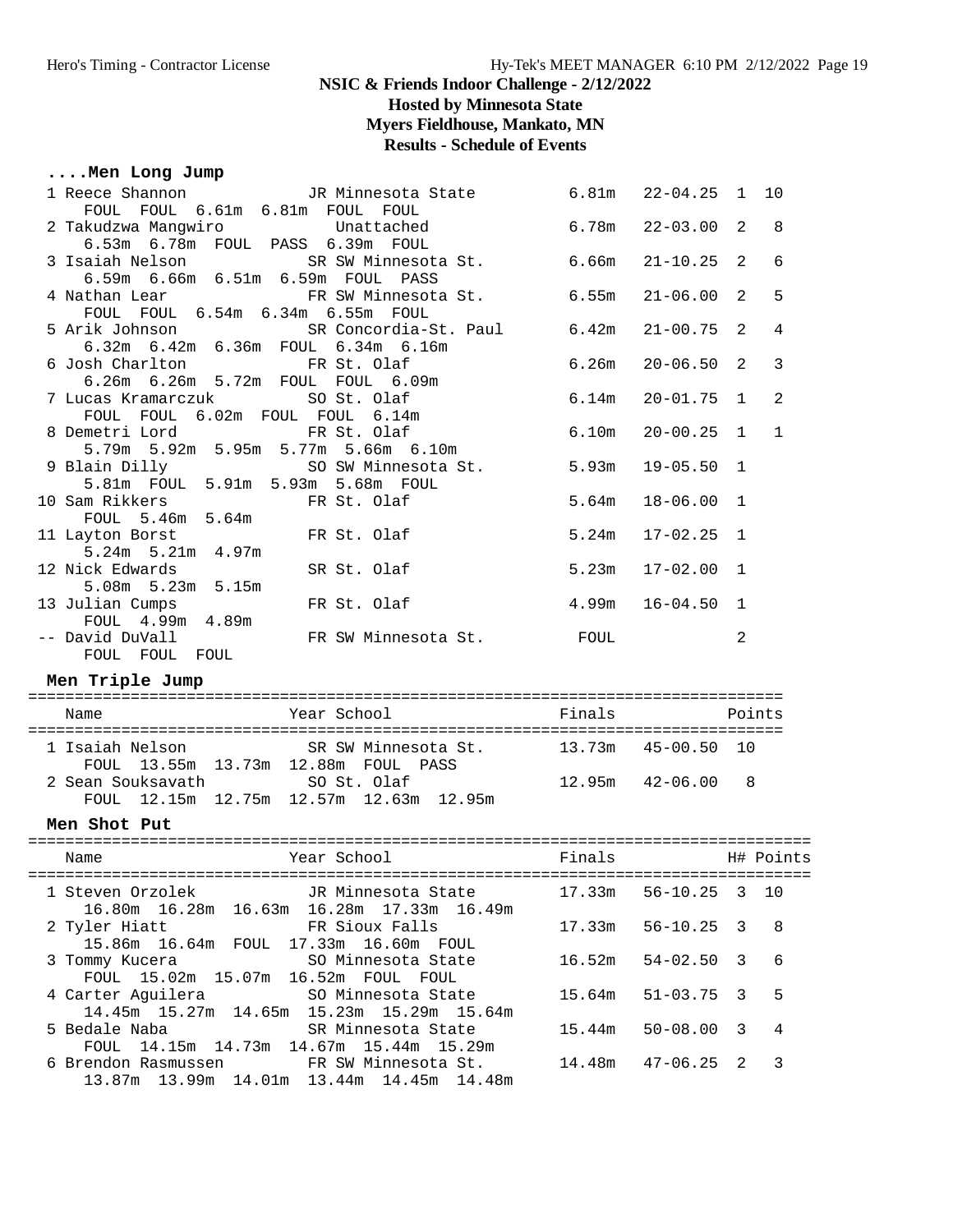# NSIC & Friends Indoor Challenge - 2/12/2022

## Hosted by Minnesota State

## Myers Fieldhouse, Mankato, MN

## Results - Schedule of Events

### ....Men Long Jump

| Place | Name | Year | School | Finals | | H# | Points |
|---|---|---|---|---|---|---|---|
| 1 | Reece Shannon | JR | Minnesota State | 6.81m | 22-04.25 | 1 | 10 |
| | FOUL FOUL 6.61m 6.81m FOUL FOUL | | | | | | |
| 2 | Takudzwa Mangwiro | | Unattached | 6.78m | 22-03.00 | 2 | 8 |
| | 6.53m 6.78m FOUL PASS 6.39m FOUL | | | | | | |
| 3 | Isaiah Nelson | SR | SW Minnesota St. | 6.66m | 21-10.25 | 2 | 6 |
| | 6.59m 6.66m 6.51m 6.59m FOUL PASS | | | | | | |
| 4 | Nathan Lear | FR | SW Minnesota St. | 6.55m | 21-06.00 | 2 | 5 |
| | FOUL FOUL 6.54m 6.34m 6.55m FOUL | | | | | | |
| 5 | Arik Johnson | SR | Concordia-St. Paul | 6.42m | 21-00.75 | 2 | 4 |
| | 6.32m 6.42m 6.36m FOUL 6.34m 6.16m | | | | | | |
| 6 | Josh Charlton | FR | St. Olaf | 6.26m | 20-06.50 | 2 | 3 |
| | 6.26m 6.26m 5.72m FOUL FOUL 6.09m | | | | | | |
| 7 | Lucas Kramarczuk | SO | St. Olaf | 6.14m | 20-01.75 | 1 | 2 |
| | FOUL FOUL 6.02m FOUL FOUL 6.14m | | | | | | |
| 8 | Demetri Lord | FR | St. Olaf | 6.10m | 20-00.25 | 1 | 1 |
| | 5.79m 5.92m 5.95m 5.77m 5.66m 6.10m | | | | | | |
| 9 | Blain Dilly | SO | SW Minnesota St. | 5.93m | 19-05.50 | 1 | |
| | 5.81m FOUL 5.91m 5.93m 5.68m FOUL | | | | | | |
| 10 | Sam Rikkers | FR | St. Olaf | 5.64m | 18-06.00 | 1 | |
| | FOUL 5.46m 5.64m | | | | | | |
| 11 | Layton Borst | FR | St. Olaf | 5.24m | 17-02.25 | 1 | |
| | 5.24m 5.21m 4.97m | | | | | | |
| 12 | Nick Edwards | SR | St. Olaf | 5.23m | 17-02.00 | 1 | |
| | 5.08m 5.23m 5.15m | | | | | | |
| 13 | Julian Cumps | FR | St. Olaf | 4.99m | 16-04.50 | 1 | |
| | FOUL 4.99m 4.89m | | | | | | |
| -- | David DuVall | FR | SW Minnesota St. | FOUL | | 2 | |
| | FOUL FOUL FOUL | | | | | | |

### Men Triple Jump

| Place | Name | Year | School | Finals | | Points |
|---|---|---|---|---|---|---|
| 1 | Isaiah Nelson | SR | SW Minnesota St. | 13.73m | 45-00.50 | 10 |
| | FOUL 13.55m 13.73m 12.88m FOUL PASS | | | | | |
| 2 | Sean Souksavath | SO | St. Olaf | 12.95m | 42-06.00 | 8 |
| | FOUL 12.15m 12.75m 12.57m 12.63m 12.95m | | | | | |

### Men Shot Put

| Place | Name | Year | School | Finals | | H# | Points |
|---|---|---|---|---|---|---|---|
| 1 | Steven Orzolek | JR | Minnesota State | 17.33m | 56-10.25 | 3 | 10 |
| | 16.80m 16.28m 16.63m 16.28m 17.33m 16.49m | | | | | | |
| 2 | Tyler Hiatt | FR | Sioux Falls | 17.33m | 56-10.25 | 3 | 8 |
| | 15.86m 16.64m FOUL 17.33m 16.60m FOUL | | | | | | |
| 3 | Tommy Kucera | SO | Minnesota State | 16.52m | 54-02.50 | 3 | 6 |
| | FOUL 15.02m 15.07m 16.52m FOUL FOUL | | | | | | |
| 4 | Carter Aguilera | SO | Minnesota State | 15.64m | 51-03.75 | 3 | 5 |
| | 14.45m 15.27m 14.65m 15.23m 15.29m 15.64m | | | | | | |
| 5 | Bedale Naba | SR | Minnesota State | 15.44m | 50-08.00 | 3 | 4 |
| | FOUL 14.15m 14.73m 14.67m 15.44m 15.29m | | | | | | |
| 6 | Brendon Rasmussen | FR | SW Minnesota St. | 14.48m | 47-06.25 | 2 | 3 |
| | 13.87m 13.99m 14.01m 13.44m 14.45m 14.48m | | | | | | |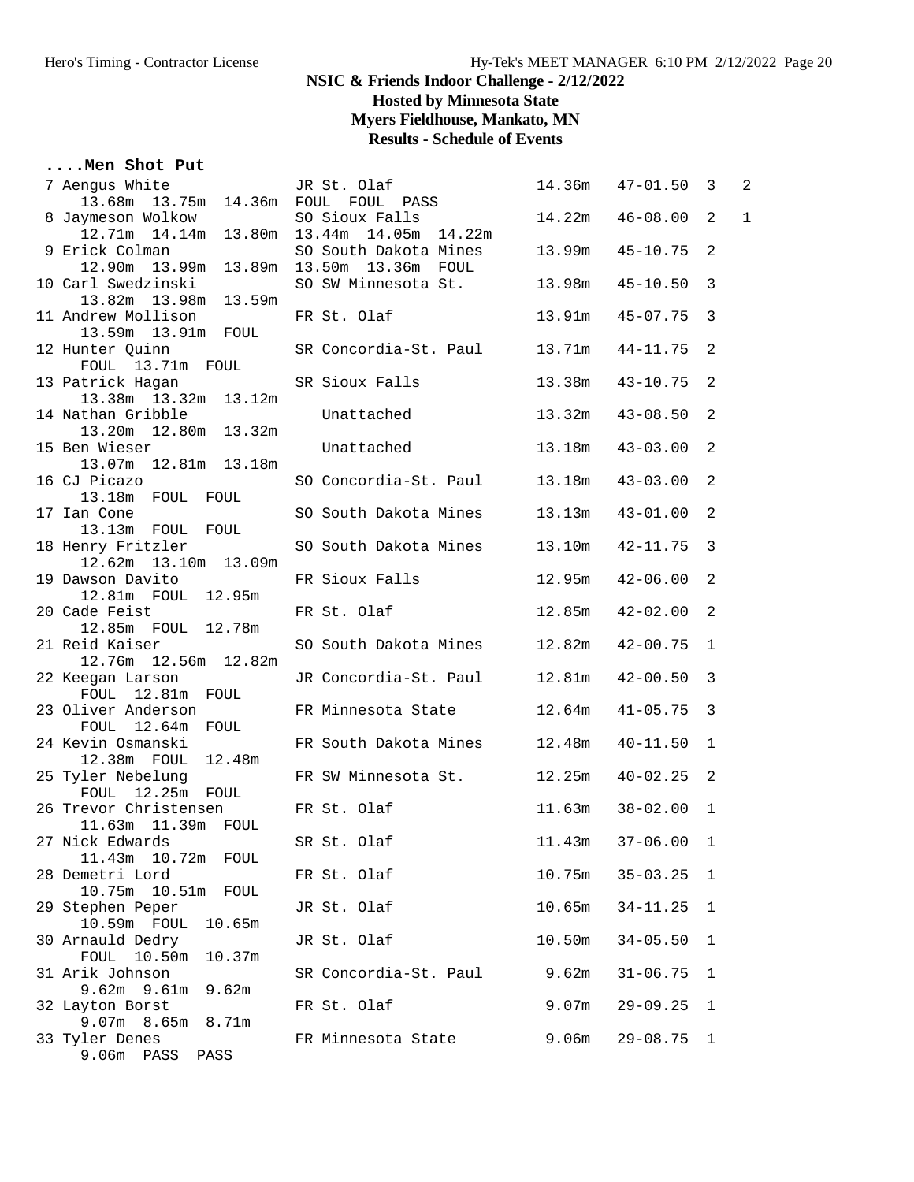# NSIC & Friends Indoor Challenge - 2/12/2022

## Hosted by Minnesota State

## Myers Fieldhouse, Mankato, MN

## Results - Schedule of Events

### ....Men Shot Put

| Place | Name | Year | School | Mark (m) | Mark (ft) | Flight | Points |
|---|---|---|---|---|---|---|---|
| 7 | Aengus White | JR | St. Olaf | 14.36m | 47-01.50 | 3 | 2 |
| | 13.68m 13.75m 14.36m FOUL FOUL PASS | | | | | | |
| 8 | Jaymeson Wolkow | SO | Sioux Falls | 14.22m | 46-08.00 | 2 | 1 |
| | 12.71m 14.14m 13.80m 13.44m 14.05m 14.22m | | | | | | |
| 9 | Erick Colman | SO | South Dakota Mines | 13.99m | 45-10.75 | 2 | |
| | 12.90m 13.99m 13.89m 13.50m 13.36m FOUL | | | | | | |
| 10 | Carl Swedzinski | SO | SW Minnesota St. | 13.98m | 45-10.50 | 3 | |
| | 13.82m 13.98m 13.59m | | | | | | |
| 11 | Andrew Mollison | FR | St. Olaf | 13.91m | 45-07.75 | 3 | |
| | 13.59m 13.91m FOUL | | | | | | |
| 12 | Hunter Quinn | SR | Concordia-St. Paul | 13.71m | 44-11.75 | 2 | |
| | FOUL 13.71m FOUL | | | | | | |
| 13 | Patrick Hagan | SR | Sioux Falls | 13.38m | 43-10.75 | 2 | |
| | 13.38m 13.32m 13.12m | | | | | | |
| 14 | Nathan Gribble | | Unattached | 13.32m | 43-08.50 | 2 | |
| | 13.20m 12.80m 13.32m | | | | | | |
| 15 | Ben Wieser | | Unattached | 13.18m | 43-03.00 | 2 | |
| | 13.07m 12.81m 13.18m | | | | | | |
| 16 | CJ Picazo | SO | Concordia-St. Paul | 13.18m | 43-03.00 | 2 | |
| | 13.18m FOUL FOUL | | | | | | |
| 17 | Ian Cone | SO | South Dakota Mines | 13.13m | 43-01.00 | 2 | |
| | 13.13m FOUL FOUL | | | | | | |
| 18 | Henry Fritzler | SO | South Dakota Mines | 13.10m | 42-11.75 | 3 | |
| | 12.62m 13.10m 13.09m | | | | | | |
| 19 | Dawson Davito | FR | Sioux Falls | 12.95m | 42-06.00 | 2 | |
| | 12.81m FOUL 12.95m | | | | | | |
| 20 | Cade Feist | FR | St. Olaf | 12.85m | 42-02.00 | 2 | |
| | 12.85m FOUL 12.78m | | | | | | |
| 21 | Reid Kaiser | SO | South Dakota Mines | 12.82m | 42-00.75 | 1 | |
| | 12.76m 12.56m 12.82m | | | | | | |
| 22 | Keegan Larson | JR | Concordia-St. Paul | 12.81m | 42-00.50 | 3 | |
| | FOUL 12.81m FOUL | | | | | | |
| 23 | Oliver Anderson | FR | Minnesota State | 12.64m | 41-05.75 | 3 | |
| | FOUL 12.64m FOUL | | | | | | |
| 24 | Kevin Osmanski | FR | South Dakota Mines | 12.48m | 40-11.50 | 1 | |
| | 12.38m FOUL 12.48m | | | | | | |
| 25 | Tyler Nebelung | FR | SW Minnesota St. | 12.25m | 40-02.25 | 2 | |
| | FOUL 12.25m FOUL | | | | | | |
| 26 | Trevor Christensen | FR | St. Olaf | 11.63m | 38-02.00 | 1 | |
| | 11.63m 11.39m FOUL | | | | | | |
| 27 | Nick Edwards | SR | St. Olaf | 11.43m | 37-06.00 | 1 | |
| | 11.43m 10.72m FOUL | | | | | | |
| 28 | Demetri Lord | FR | St. Olaf | 10.75m | 35-03.25 | 1 | |
| | 10.75m 10.51m FOUL | | | | | | |
| 29 | Stephen Peper | JR | St. Olaf | 10.65m | 34-11.25 | 1 | |
| | 10.59m FOUL 10.65m | | | | | | |
| 30 | Arnauld Dedry | JR | St. Olaf | 10.50m | 34-05.50 | 1 | |
| | FOUL 10.50m 10.37m | | | | | | |
| 31 | Arik Johnson | SR | Concordia-St. Paul | 9.62m | 31-06.75 | 1 | |
| | 9.62m 9.61m 9.62m | | | | | | |
| 32 | Layton Borst | FR | St. Olaf | 9.07m | 29-09.25 | 1 | |
| | 9.07m 8.65m 8.71m | | | | | | |
| 33 | Tyler Denes | FR | Minnesota State | 9.06m | 29-08.75 | 1 | |
| | 9.06m PASS PASS | | | | | | |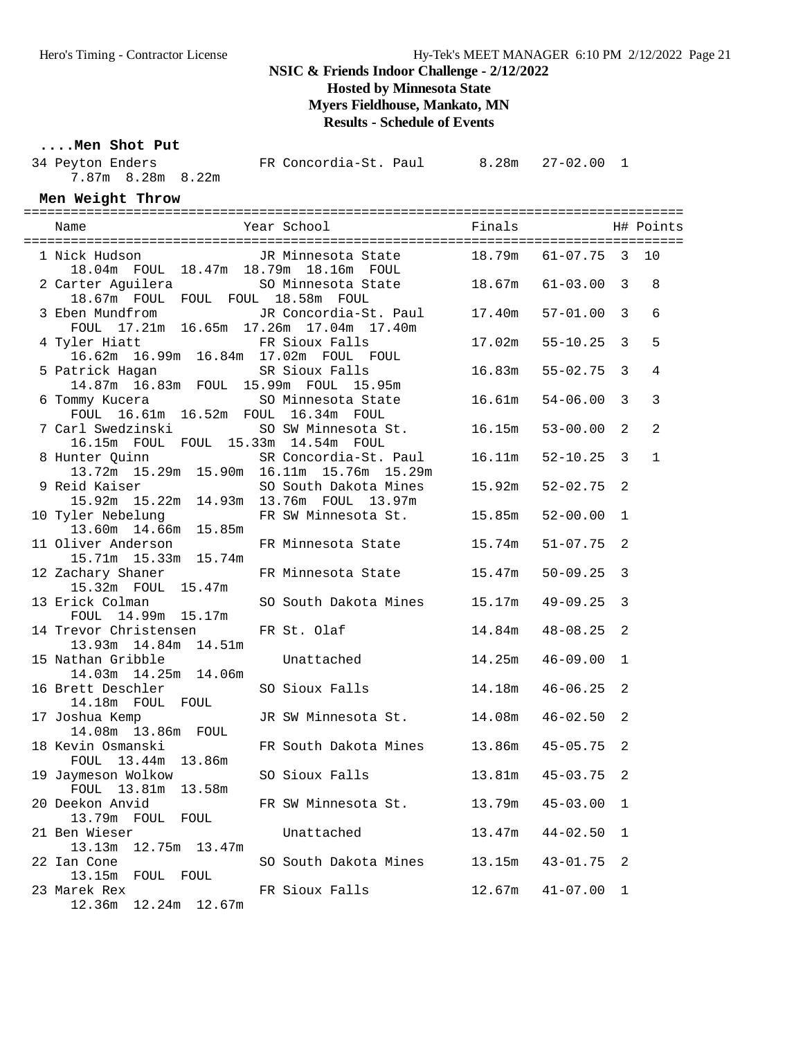# NSIC & Friends Indoor Challenge - 2/12/2022

**Hosted by Minnesota State**
**Myers Fieldhouse, Mankato, MN**
**Results - Schedule of Events**

### ....Men Shot Put

| Place | Name | Year | School | Finals | | H# |
|---|---|---|---|---|---|---|
| 34 | Peyton Enders | FR | Concordia-St. Paul | 8.28m | 27-02.00 | 1 |
| | 7.87m 8.28m 8.22m | | | | | |

### Men Weight Throw

| Place | Name | Year | School | Finals | | H# | Points |
|---|---|---|---|---|---|---|---|
| 1 | Nick Hudson | JR | Minnesota State | 18.79m | 61-07.75 | 3 | 10 |
| | 18.04m FOUL 18.47m 18.79m 18.16m FOUL | | | | | | |
| 2 | Carter Aguilera | SO | Minnesota State | 18.67m | 61-03.00 | 3 | 8 |
| | 18.67m FOUL FOUL FOUL 18.58m FOUL | | | | | | |
| 3 | Eben Mundfrom | JR | Concordia-St. Paul | 17.40m | 57-01.00 | 3 | 6 |
| | FOUL 17.21m 16.65m 17.26m 17.04m 17.40m | | | | | | |
| 4 | Tyler Hiatt | FR | Sioux Falls | 17.02m | 55-10.25 | 3 | 5 |
| | 16.62m 16.99m 16.84m 17.02m FOUL FOUL | | | | | | |
| 5 | Patrick Hagan | SR | Sioux Falls | 16.83m | 55-02.75 | 3 | 4 |
| | 14.87m 16.83m FOUL 15.99m FOUL 15.95m | | | | | | |
| 6 | Tommy Kucera | SO | Minnesota State | 16.61m | 54-06.00 | 3 | 3 |
| | FOUL 16.61m 16.52m FOUL 16.34m FOUL | | | | | | |
| 7 | Carl Swedzinski | SO | SW Minnesota St. | 16.15m | 53-00.00 | 2 | 2 |
| | 16.15m FOUL FOUL 15.33m 14.54m FOUL | | | | | | |
| 8 | Hunter Quinn | SR | Concordia-St. Paul | 16.11m | 52-10.25 | 3 | 1 |
| | 13.72m 15.29m 15.90m 16.11m 15.76m 15.29m | | | | | | |
| 9 | Reid Kaiser | SO | South Dakota Mines | 15.92m | 52-02.75 | 2 | |
| | 15.92m 15.22m 14.93m 13.76m FOUL 13.97m | | | | | | |
| 10 | Tyler Nebelung | FR | SW Minnesota St. | 15.85m | 52-00.00 | 1 | |
| | 13.60m 14.66m 15.85m | | | | | | |
| 11 | Oliver Anderson | FR | Minnesota State | 15.74m | 51-07.75 | 2 | |
| | 15.71m 15.33m 15.74m | | | | | | |
| 12 | Zachary Shaner | FR | Minnesota State | 15.47m | 50-09.25 | 3 | |
| | 15.32m FOUL 15.47m | | | | | | |
| 13 | Erick Colman | SO | South Dakota Mines | 15.17m | 49-09.25 | 3 | |
| | FOUL 14.99m 15.17m | | | | | | |
| 14 | Trevor Christensen | FR | St. Olaf | 14.84m | 48-08.25 | 2 | |
| | 13.93m 14.84m 14.51m | | | | | | |
| 15 | Nathan Gribble | | Unattached | 14.25m | 46-09.00 | 1 | |
| | 14.03m 14.25m 14.06m | | | | | | |
| 16 | Brett Deschler | SO | Sioux Falls | 14.18m | 46-06.25 | 2 | |
| | 14.18m FOUL FOUL | | | | | | |
| 17 | Joshua Kemp | JR | SW Minnesota St. | 14.08m | 46-02.50 | 2 | |
| | 14.08m 13.86m FOUL | | | | | | |
| 18 | Kevin Osmanski | FR | South Dakota Mines | 13.86m | 45-05.75 | 2 | |
| | FOUL 13.44m 13.86m | | | | | | |
| 19 | Jaymeson Wolkow | SO | Sioux Falls | 13.81m | 45-03.75 | 2 | |
| | FOUL 13.81m 13.58m | | | | | | |
| 20 | Deekon Anvid | FR | SW Minnesota St. | 13.79m | 45-03.00 | 1 | |
| | 13.79m FOUL FOUL | | | | | | |
| 21 | Ben Wieser | | Unattached | 13.47m | 44-02.50 | 1 | |
| | 13.13m 12.75m 13.47m | | | | | | |
| 22 | Ian Cone | SO | South Dakota Mines | 13.15m | 43-01.75 | 2 | |
| | 13.15m FOUL FOUL | | | | | | |
| 23 | Marek Rex | FR | Sioux Falls | 12.67m | 41-07.00 | 1 | |
| | 12.36m 12.24m 12.67m | | | | | | |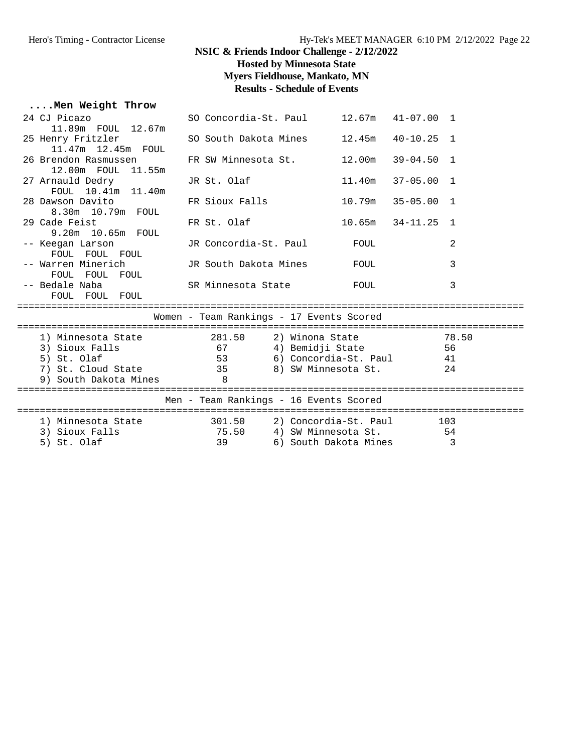# NSIC & Friends Indoor Challenge - 2/12/2022

**Hosted by Minnesota State**

**Myers Fieldhouse, Mankato, MN**

**Results - Schedule of Events**

### ....Men Weight Throw

| Place | Name | Yr | School | Mark | Imperial | Flight |
|---|---|---|---|---|---|---|
| 24 | CJ Picazo | SO | Concordia-St. Paul | 12.67m | 41-07.00 | 1 |
| | 11.89m FOUL 12.67m | | | | | |
| 25 | Henry Fritzler | SO | South Dakota Mines | 12.45m | 40-10.25 | 1 |
| | 11.47m 12.45m FOUL | | | | | |
| 26 | Brendon Rasmussen | FR | SW Minnesota St. | 12.00m | 39-04.50 | 1 |
| | 12.00m FOUL 11.55m | | | | | |
| 27 | Arnauld Dedry | JR | St. Olaf | 11.40m | 37-05.00 | 1 |
| | FOUL 10.41m 11.40m | | | | | |
| 28 | Dawson Davito | FR | Sioux Falls | 10.79m | 35-05.00 | 1 |
| | 8.30m 10.79m FOUL | | | | | |
| 29 | Cade Feist | FR | St. Olaf | 10.65m | 34-11.25 | 1 |
| | 9.20m 10.65m FOUL | | | | | |
| -- | Keegan Larson | JR | Concordia-St. Paul | FOUL | | 2 |
| | FOUL FOUL FOUL | | | | | |
| -- | Warren Minerich | JR | South Dakota Mines | FOUL | | 3 |
| | FOUL FOUL FOUL | | | | | |
| -- | Bedale Naba | SR | Minnesota State | FOUL | | 3 |
| | FOUL FOUL FOUL | | | | | |

### Women - Team Rankings - 17 Events Scored

| | | | |
|---|---|---|---|
| 1) Minnesota State | 281.50 | 2) Winona State | 78.50 |
| 3) Sioux Falls | 67 | 4) Bemidji State | 56 |
| 5) St. Olaf | 53 | 6) Concordia-St. Paul | 41 |
| 7) St. Cloud State | 35 | 8) SW Minnesota St. | 24 |
| 9) South Dakota Mines | 8 | | |

### Men - Team Rankings - 16 Events Scored

| | | | |
|---|---|---|---|
| 1) Minnesota State | 301.50 | 2) Concordia-St. Paul | 103 |
| 3) Sioux Falls | 75.50 | 4) SW Minnesota St. | 54 |
| 5) St. Olaf | 39 | 6) South Dakota Mines | 3 |